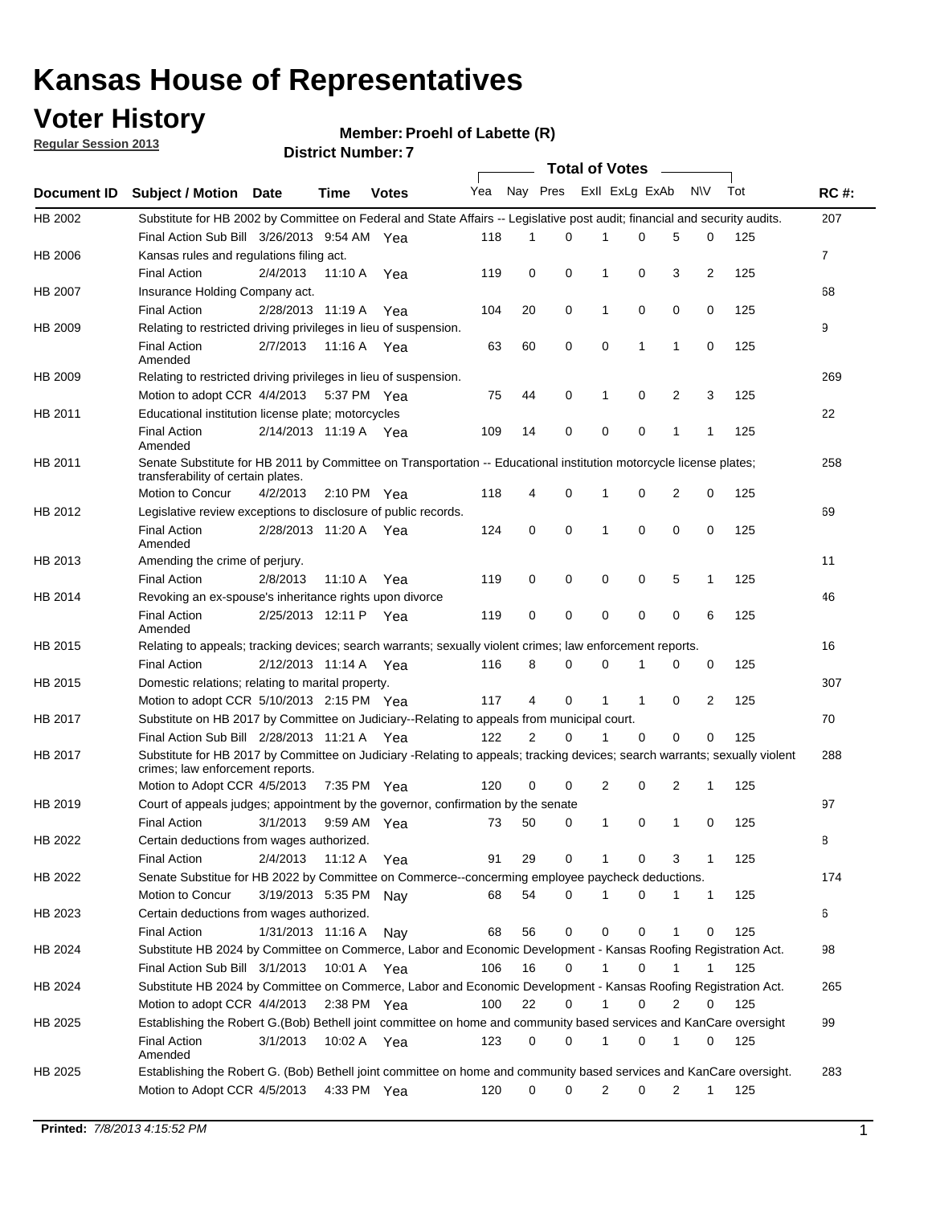# Kansas House of Representatives

## Voter History

**Regular Session 2013**

**Member: Proehl of Labette (R)**

**District Number: 7**

| Document ID | Subject / Motion | Date | Time | Votes | Yea | Nay | Pres | ExII | ExLg | ExAb | N\V | Tot | RC #: |
|---|---|---|---|---|---|---|---|---|---|---|---|---|---|
| HB 2002 | Substitute for HB 2002 by Committee on Federal and State Affairs -- Legislative post audit; financial and security audits. | | | | | | | | | | | | 207 |
| | Final Action Sub Bill | 3/26/2013 | 9:54 AM | Yea | 118 | 1 | 0 | 1 | 0 | 5 | 0 | 125 | |
| HB 2006 | Kansas rules and regulations filing act. | | | | | | | | | | | | 7 |
| | Final Action | 2/4/2013 | 11:10 A | Yea | 119 | 0 | 0 | 1 | 0 | 3 | 2 | 125 | |
| HB 2007 | Insurance Holding Company act. | | | | | | | | | | | | 68 |
| | Final Action | 2/28/2013 | 11:19 A | Yea | 104 | 20 | 0 | 1 | 0 | 0 | 0 | 125 | |
| HB 2009 | Relating to restricted driving privileges in lieu of suspension. | | | | | | | | | | | | 9 |
| | Final Action Amended | 2/7/2013 | 11:16 A | Yea | 63 | 60 | 0 | 0 | 1 | 1 | 0 | 125 | |
| HB 2009 | Relating to restricted driving privileges in lieu of suspension. | | | | | | | | | | | | 269 |
| | Motion to adopt CCR | 4/4/2013 | 5:37 PM | Yea | 75 | 44 | 0 | 1 | 0 | 2 | 3 | 125 | |
| HB 2011 | Educational institution license plate; motorcycles | | | | | | | | | | | | 22 |
| | Final Action Amended | 2/14/2013 | 11:19 A | Yea | 109 | 14 | 0 | 0 | 0 | 1 | 1 | 125 | |
| HB 2011 | Senate Substitute for HB 2011 by Committee on Transportation -- Educational institution motorcycle license plates; transferability of certain plates. | | | | | | | | | | | | 258 |
| | Motion to Concur | 4/2/2013 | 2:10 PM | Yea | 118 | 4 | 0 | 1 | 0 | 2 | 0 | 125 | |
| HB 2012 | Legislative review exceptions to disclosure of public records. | | | | | | | | | | | | 69 |
| | Final Action Amended | 2/28/2013 | 11:20 A | Yea | 124 | 0 | 0 | 1 | 0 | 0 | 0 | 125 | |
| HB 2013 | Amending the crime of perjury. | | | | | | | | | | | | 11 |
| | Final Action | 2/8/2013 | 11:10 A | Yea | 119 | 0 | 0 | 0 | 0 | 5 | 1 | 125 | |
| HB 2014 | Revoking an ex-spouse's inheritance rights upon divorce | | | | | | | | | | | | 46 |
| | Final Action Amended | 2/25/2013 | 12:11 P | Yea | 119 | 0 | 0 | 0 | 0 | 0 | 6 | 125 | |
| HB 2015 | Relating to appeals; tracking devices; search warrants; sexually violent crimes; law enforcement reports. | | | | | | | | | | | | 16 |
| | Final Action | 2/12/2013 | 11:14 A | Yea | 116 | 8 | 0 | 0 | 1 | 0 | 0 | 125 | |
| HB 2015 | Domestic relations; relating to marital property. | | | | | | | | | | | | 307 |
| | Motion to adopt CCR | 5/10/2013 | 2:15 PM | Yea | 117 | 4 | 0 | 1 | 1 | 0 | 2 | 125 | |
| HB 2017 | Substitute on HB 2017 by Committee on Judiciary--Relating to appeals from municipal court. | | | | | | | | | | | | 70 |
| | Final Action Sub Bill | 2/28/2013 | 11:21 A | Yea | 122 | 2 | 0 | 1 | 0 | 0 | 0 | 125 | |
| HB 2017 | Substitute for HB 2017 by Committee on Judiciary -Relating to appeals; tracking devices; search warrants; sexually violent crimes; law enforcement reports. | | | | | | | | | | | | 288 |
| | Motion to Adopt CCR | 4/5/2013 | 7:35 PM | Yea | 120 | 0 | 0 | 2 | 0 | 2 | 1 | 125 | |
| HB 2019 | Court of appeals judges; appointment by the governor, confirmation by the senate | | | | | | | | | | | | 97 |
| | Final Action | 3/1/2013 | 9:59 AM | Yea | 73 | 50 | 0 | 1 | 0 | 1 | 0 | 125 | |
| HB 2022 | Certain deductions from wages authorized. | | | | | | | | | | | | 8 |
| | Final Action | 2/4/2013 | 11:12 A | Yea | 91 | 29 | 0 | 1 | 0 | 3 | 1 | 125 | |
| HB 2022 | Senate Substitue for HB 2022 by Committee on Commerce--concerning employee paycheck deductions. | | | | | | | | | | | | 174 |
| | Motion to Concur | 3/19/2013 | 5:35 PM | Nay | 68 | 54 | 0 | 1 | 0 | 1 | 1 | 125 | |
| HB 2023 | Certain deductions from wages authorized. | | | | | | | | | | | | 6 |
| | Final Action | 1/31/2013 | 11:16 A | Nay | 68 | 56 | 0 | 0 | 0 | 1 | 0 | 125 | |
| HB 2024 | Substitute HB 2024 by Committee on Commerce, Labor and Economic Development - Kansas Roofing Registration Act. | | | | | | | | | | | | 98 |
| | Final Action Sub Bill | 3/1/2013 | 10:01 A | Yea | 106 | 16 | 0 | 1 | 0 | 1 | 1 | 125 | |
| HB 2024 | Substitute HB 2024 by Committee on Commerce, Labor and Economic Development - Kansas Roofing Registration Act. | | | | | | | | | | | | 265 |
| | Motion to adopt CCR | 4/4/2013 | 2:38 PM | Yea | 100 | 22 | 0 | 1 | 0 | 2 | 0 | 125 | |
| HB 2025 | Establishing the Robert G.(Bob) Bethell joint committee on home and community based services and KanCare oversight | | | | | | | | | | | | 99 |
| | Final Action Amended | 3/1/2013 | 10:02 A | Yea | 123 | 0 | 0 | 1 | 0 | 1 | 0 | 125 | |
| HB 2025 | Establishing the Robert G. (Bob) Bethell joint committee on home and community based services and KanCare oversight. | | | | | | | | | | | | 283 |
| | Motion to Adopt CCR | 4/5/2013 | 4:33 PM | Yea | 120 | 0 | 0 | 2 | 0 | 2 | 1 | 125 | |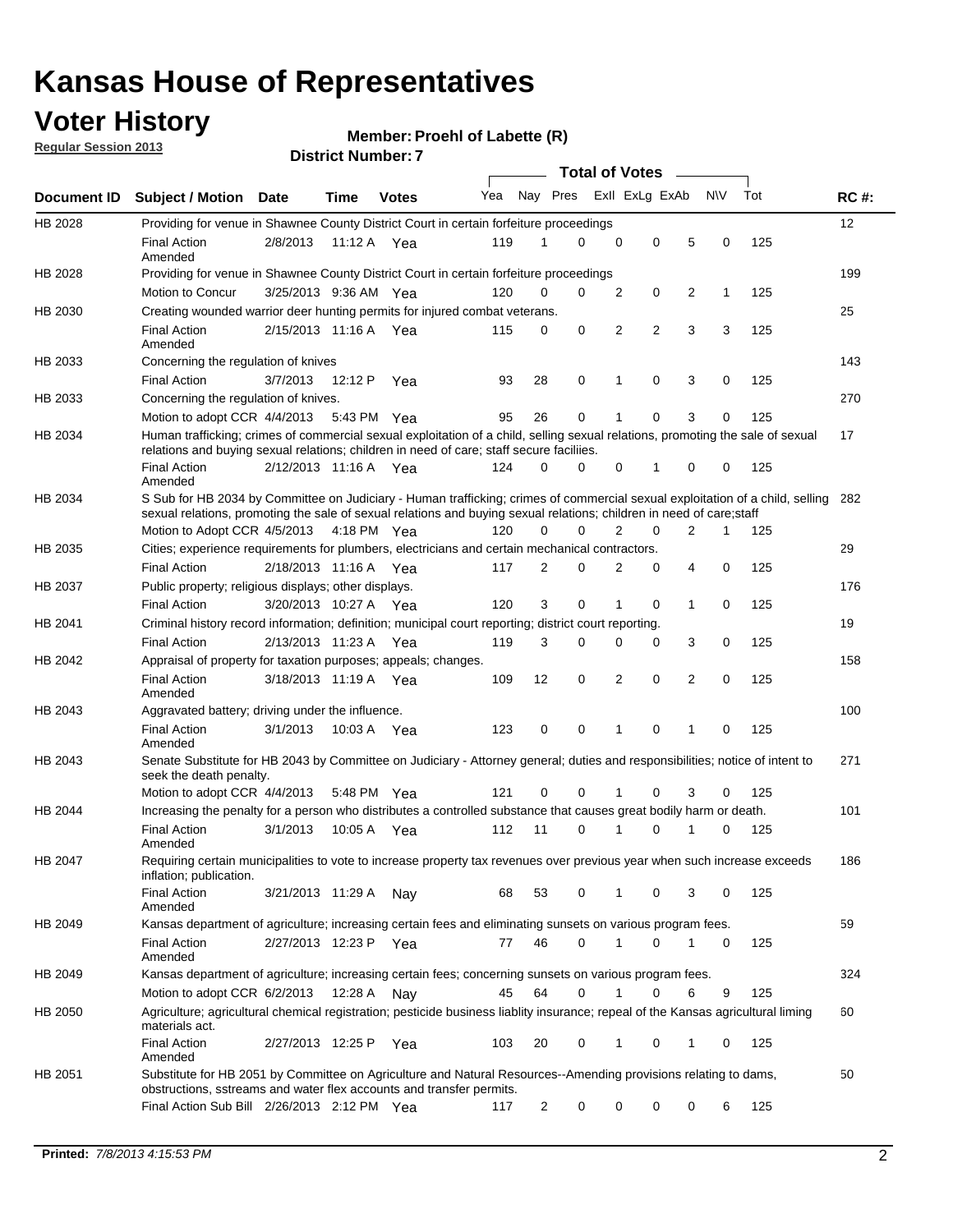# Kansas House of Representatives

## Voter History

**Regular Session 2013**

**Member: Proehl of Labette (R)**

**District Number: 7**

| Document ID | Subject / Motion | Date | Time | Votes | Yea | Nay | Pres | ExII | ExLg | ExAb | N\V | Tot | RC #: |
|---|---|---|---|---|---|---|---|---|---|---|---|---|---|
| HB 2028 | Providing for venue in Shawnee County District Court in certain forfeiture proceedings | | | | | | | | | | | | 12 |
| | Final Action Amended | 2/8/2013 | 11:12 A | Yea | 119 | 1 | 0 | 0 | 0 | 5 | 0 | 125 | |
| HB 2028 | Providing for venue in Shawnee County District Court in certain forfeiture proceedings | | | | | | | | | | | | 199 |
| | Motion to Concur | 3/25/2013 | 9:36 AM | Yea | 120 | 0 | 0 | 2 | 0 | 2 | 1 | 125 | |
| HB 2030 | Creating wounded warrior deer hunting permits for injured combat veterans. | | | | | | | | | | | | 25 |
| | Final Action Amended | 2/15/2013 | 11:16 A | Yea | 115 | 0 | 0 | 2 | 2 | 3 | 3 | 125 | |
| HB 2033 | Concerning the regulation of knives | | | | | | | | | | | | 143 |
| | Final Action | 3/7/2013 | 12:12 P | Yea | 93 | 28 | 0 | 1 | 0 | 3 | 0 | 125 | |
| HB 2033 | Concerning the regulation of knives. | | | | | | | | | | | | 270 |
| | Motion to adopt CCR | 4/4/2013 | 5:43 PM | Yea | 95 | 26 | 0 | 1 | 0 | 3 | 0 | 125 | |
| HB 2034 | Human trafficking; crimes of commercial sexual exploitation of a child, selling sexual relations, promoting the sale of sexual relations and buying sexual relations; children in need of care; staff secure faciliies. | | | | | | | | | | | | 17 |
| | Final Action Amended | 2/12/2013 | 11:16 A | Yea | 124 | 0 | 0 | 0 | 1 | 0 | 0 | 125 | |
| HB 2034 | S Sub for HB 2034 by Committee on Judiciary - Human trafficking; crimes of commercial sexual exploitation of a child, selling sexual relations, promoting the sale of sexual relations and buying sexual relations; children in need of care;staff | | | | | | | | | | | | 282 |
| | Motion to Adopt CCR | 4/5/2013 | 4:18 PM | Yea | 120 | 0 | 0 | 2 | 0 | 2 | 1 | 125 | |
| HB 2035 | Cities; experience requirements for plumbers, electricians and certain mechanical contractors. | | | | | | | | | | | | 29 |
| | Final Action | 2/18/2013 | 11:16 A | Yea | 117 | 2 | 0 | 2 | 0 | 4 | 0 | 125 | |
| HB 2037 | Public property; religious displays; other displays. | | | | | | | | | | | | 176 |
| | Final Action | 3/20/2013 | 10:27 A | Yea | 120 | 3 | 0 | 1 | 0 | 1 | 0 | 125 | |
| HB 2041 | Criminal history record information; definition; municipal court reporting; district court reporting. | | | | | | | | | | | | 19 |
| | Final Action | 2/13/2013 | 11:23 A | Yea | 119 | 3 | 0 | 0 | 0 | 3 | 0 | 125 | |
| HB 2042 | Appraisal of property for taxation purposes; appeals; changes. | | | | | | | | | | | | 158 |
| | Final Action Amended | 3/18/2013 | 11:19 A | Yea | 109 | 12 | 0 | 2 | 0 | 2 | 0 | 125 | |
| HB 2043 | Aggravated battery; driving under the influence. | | | | | | | | | | | | 100 |
| | Final Action Amended | 3/1/2013 | 10:03 A | Yea | 123 | 0 | 0 | 1 | 0 | 1 | 0 | 125 | |
| HB 2043 | Senate Substitute for HB 2043 by Committee on Judiciary - Attorney general; duties and responsibilities; notice of intent to seek the death penalty. | | | | | | | | | | | | 271 |
| | Motion to adopt CCR | 4/4/2013 | 5:48 PM | Yea | 121 | 0 | 0 | 1 | 0 | 3 | 0 | 125 | |
| HB 2044 | Increasing the penalty for a person who distributes a controlled substance that causes great bodily harm or death. | | | | | | | | | | | | 101 |
| | Final Action Amended | 3/1/2013 | 10:05 A | Yea | 112 | 11 | 0 | 1 | 0 | 1 | 0 | 125 | |
| HB 2047 | Requiring certain municipalities to vote to increase property tax revenues over previous year when such increase exceeds inflation; publication. | | | | | | | | | | | | 186 |
| | Final Action Amended | 3/21/2013 | 11:29 A | Nay | 68 | 53 | 0 | 1 | 0 | 3 | 0 | 125 | |
| HB 2049 | Kansas department of agriculture; increasing certain fees and eliminating sunsets on various program fees. | | | | | | | | | | | | 59 |
| | Final Action Amended | 2/27/2013 | 12:23 P | Yea | 77 | 46 | 0 | 1 | 0 | 1 | 0 | 125 | |
| HB 2049 | Kansas department of agriculture; increasing certain fees; concerning sunsets on various program fees. | | | | | | | | | | | | 324 |
| | Motion to adopt CCR | 6/2/2013 | 12:28 A | Nay | 45 | 64 | 0 | 1 | 0 | 6 | 9 | 125 | |
| HB 2050 | Agriculture; agricultural chemical registration; pesticide business liablity insurance; repeal of the Kansas agricultural liming materials act. | | | | | | | | | | | | 60 |
| | Final Action Amended | 2/27/2013 | 12:25 P | Yea | 103 | 20 | 0 | 1 | 0 | 1 | 0 | 125 | |
| HB 2051 | Substitute for HB 2051 by Committee on Agriculture and Natural Resources--Amending provisions relating to dams, obstructions, sstreams and water flex accounts and transfer permits. | | | | | | | | | | | | 50 |
| | Final Action Sub Bill | 2/26/2013 | 2:12 PM | Yea | 117 | 2 | 0 | 0 | 0 | 0 | 6 | 125 | |

**Printed:** *7/8/2013 4:15:53 PM*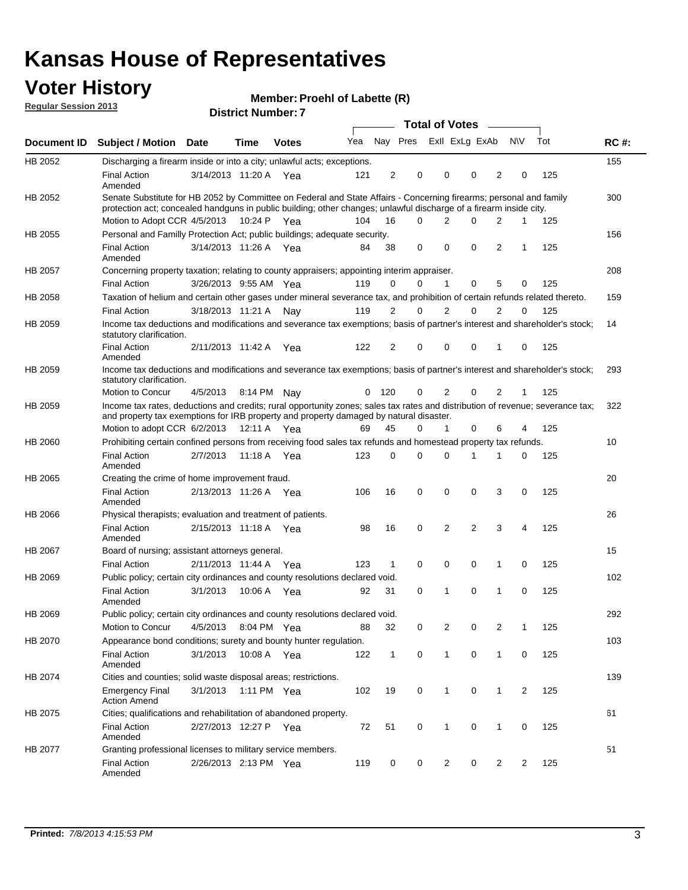# Kansas House of Representatives

## Voter History

**Regular Session 2013**

**Member: Proehl of Labette (R)**

**District Number: 7**

| Document ID | Subject / Motion | Date | Time | Votes | Yea | Nay | Pres | ExII | ExLg | ExAb | N\V | Tot | RC #: |
|---|---|---|---|---|---|---|---|---|---|---|---|---|---|
| HB 2052 | Discharging a firearm inside or into a city; unlawful acts; exceptions. | | | | | | | | | | | | 155 |
| | Final Action Amended | 3/14/2013 | 11:20 A | Yea | 121 | 2 | 0 | 0 | 0 | 2 | 0 | 125 | |
| HB 2052 | Senate Substitute for HB 2052 by Committee on Federal and State Affairs - Concerning firearms; personal and family protection act; concealed handguns in public building; other changes; unlawful discharge of a firearm inside city. | | | | | | | | | | | | 300 |
| | Motion to Adopt CCR | 4/5/2013 | 10:24 P | Yea | 104 | 16 | 0 | 2 | 0 | 2 | 1 | 125 | |
| HB 2055 | Personal and Familly Protection Act; public buildings; adequate security. | | | | | | | | | | | | 156 |
| | Final Action Amended | 3/14/2013 | 11:26 A | Yea | 84 | 38 | 0 | 0 | 0 | 2 | 1 | 125 | |
| HB 2057 | Concerning property taxation; relating to county appraisers; appointing interim appraiser. | | | | | | | | | | | | 208 |
| | Final Action | 3/26/2013 | 9:55 AM | Yea | 119 | 0 | 0 | 1 | 0 | 5 | 0 | 125 | |
| HB 2058 | Taxation of helium and certain other gases under mineral severance tax, and prohibition of certain refunds related thereto. | | | | | | | | | | | | 159 |
| | Final Action | 3/18/2013 | 11:21 A | Nay | 119 | 2 | 0 | 2 | 0 | 2 | 0 | 125 | |
| HB 2059 | Income tax deductions and modifications and severance tax exemptions; basis of partner's interest and shareholder's stock; statutory clarification. | | | | | | | | | | | | 14 |
| | Final Action Amended | 2/11/2013 | 11:42 A | Yea | 122 | 2 | 0 | 0 | 0 | 1 | 0 | 125 | |
| HB 2059 | Income tax deductions and modifications and severance tax exemptions; basis of partner's interest and shareholder's stock; statutory clarification. | | | | | | | | | | | | 293 |
| | Motion to Concur | 4/5/2013 | 8:14 PM | Nay | 0 | 120 | 0 | 2 | 0 | 2 | 1 | 125 | |
| HB 2059 | Income tax rates, deductions and credits; rural opportunity zones; sales tax rates and distribution of revenue; severance tax; and property tax exemptions for IRB property and property damaged by natural disaster. | | | | | | | | | | | | 322 |
| | Motion to adopt CCR | 6/2/2013 | 12:11 A | Yea | 69 | 45 | 0 | 1 | 0 | 6 | 4 | 125 | |
| HB 2060 | Prohibiting certain confined persons from receiving food sales tax refunds and homestead property tax refunds. | | | | | | | | | | | | 10 |
| | Final Action Amended | 2/7/2013 | 11:18 A | Yea | 123 | 0 | 0 | 0 | 1 | 1 | 0 | 125 | |
| HB 2065 | Creating the crime of home improvement fraud. | | | | | | | | | | | | 20 |
| | Final Action Amended | 2/13/2013 | 11:26 A | Yea | 106 | 16 | 0 | 0 | 0 | 3 | 0 | 125 | |
| HB 2066 | Physical therapists; evaluation and treatment of patients. | | | | | | | | | | | | 26 |
| | Final Action Amended | 2/15/2013 | 11:18 A | Yea | 98 | 16 | 0 | 2 | 2 | 3 | 4 | 125 | |
| HB 2067 | Board of nursing; assistant attorneys general. | | | | | | | | | | | | 15 |
| | Final Action | 2/11/2013 | 11:44 A | Yea | 123 | 1 | 0 | 0 | 0 | 1 | 0 | 125 | |
| HB 2069 | Public policy; certain city ordinances and county resolutions declared void. | | | | | | | | | | | | 102 |
| | Final Action Amended | 3/1/2013 | 10:06 A | Yea | 92 | 31 | 0 | 1 | 0 | 1 | 0 | 125 | |
| HB 2069 | Public policy; certain city ordinances and county resolutions declared void. | | | | | | | | | | | | 292 |
| | Motion to Concur | 4/5/2013 | 8:04 PM | Yea | 88 | 32 | 0 | 2 | 0 | 2 | 1 | 125 | |
| HB 2070 | Appearance bond conditions; surety and bounty hunter regulation. | | | | | | | | | | | | 103 |
| | Final Action Amended | 3/1/2013 | 10:08 A | Yea | 122 | 1 | 0 | 1 | 0 | 1 | 0 | 125 | |
| HB 2074 | Cities and counties; solid waste disposal areas; restrictions. | | | | | | | | | | | | 139 |
| | Emergency Final Action Amend | 3/1/2013 | 1:11 PM | Yea | 102 | 19 | 0 | 1 | 0 | 1 | 2 | 125 | |
| HB 2075 | Cities; qualifications and rehabilitation of abandoned property. | | | | | | | | | | | | 61 |
| | Final Action Amended | 2/27/2013 | 12:27 P | Yea | 72 | 51 | 0 | 1 | 0 | 1 | 0 | 125 | |
| HB 2077 | Granting professional licenses to military service members. | | | | | | | | | | | | 51 |
| | Final Action Amended | 2/26/2013 | 2:13 PM | Yea | 119 | 0 | 0 | 2 | 0 | 2 | 2 | 125 | |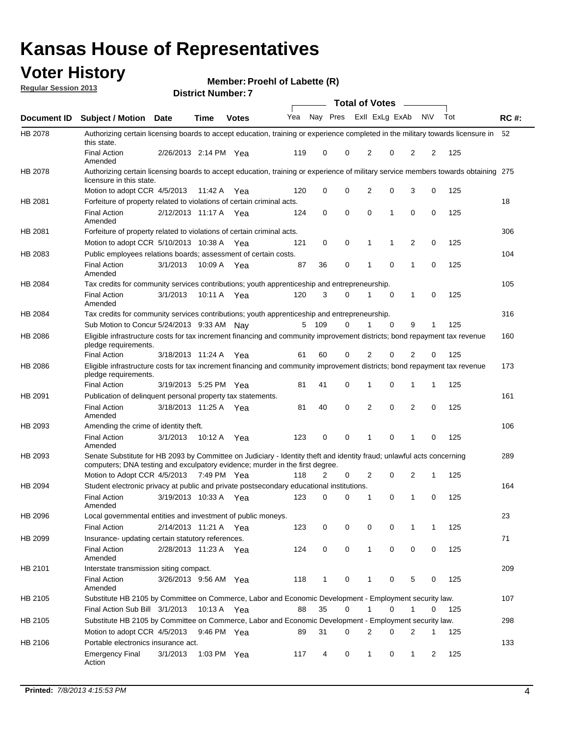# Kansas House of Representatives

## Voter History

**Regular Session 2013**

**Member: Proehl of Labette (R)**

**District Number: 7**

| Document ID | Subject / Motion | Date | Time | Votes | Yea | Nay | Pres | ExII | ExLg | ExAb | N\V | Tot | RC #: |
|---|---|---|---|---|---|---|---|---|---|---|---|---|---|
| HB 2078 | Authorizing certain licensing boards to accept education, training or experience completed in the military towards licensure in this state. | | | | | | | | | | | | 52 |
| | Final Action Amended | 2/26/2013 | 2:14 PM | Yea | 119 | 0 | 0 | 2 | 0 | 2 | 2 | 125 | |
| HB 2078 | Authorizing certain licensing boards to accept education, training or experience of military service members towards obtaining licensure in this state. | | | | | | | | | | | | 275 |
| | Motion to adopt CCR | 4/5/2013 | 11:42 A | Yea | 120 | 0 | 0 | 2 | 0 | 3 | 0 | 125 | |
| HB 2081 | Forfeiture of property related to violations of certain criminal acts. | | | | | | | | | | | | 18 |
| | Final Action Amended | 2/12/2013 | 11:17 A | Yea | 124 | 0 | 0 | 0 | 1 | 0 | 0 | 125 | |
| HB 2081 | Forfeiture of property related to violations of certain criminal acts. | | | | | | | | | | | | 306 |
| | Motion to adopt CCR | 5/10/2013 | 10:38 A | Yea | 121 | 0 | 0 | 1 | 1 | 2 | 0 | 125 | |
| HB 2083 | Public employees relations boards; assessment of certain costs. | | | | | | | | | | | | 104 |
| | Final Action Amended | 3/1/2013 | 10:09 A | Yea | 87 | 36 | 0 | 1 | 0 | 1 | 0 | 125 | |
| HB 2084 | Tax credits for community services contributions; youth apprenticeship and entrepreneurship. | | | | | | | | | | | | 105 |
| | Final Action Amended | 3/1/2013 | 10:11 A | Yea | 120 | 3 | 0 | 1 | 0 | 1 | 0 | 125 | |
| HB 2084 | Tax credits for community services contributions; youth apprenticeship and entrepreneurship. | | | | | | | | | | | | 316 |
| | Sub Motion to Concur | 5/24/2013 | 9:33 AM | Nay | 5 | 109 | 0 | 1 | 0 | 9 | 1 | 125 | |
| HB 2086 | Eligible infrastructure costs for tax increment financing and community improvement districts; bond repayment tax revenue pledge requirements. | | | | | | | | | | | | 160 |
| | Final Action | 3/18/2013 | 11:24 A | Yea | 61 | 60 | 0 | 2 | 0 | 2 | 0 | 125 | |
| HB 2086 | Eligible infrastructure costs for tax increment financing and community improvement districts; bond repayment tax revenue pledge requirements. | | | | | | | | | | | | 173 |
| | Final Action | 3/19/2013 | 5:25 PM | Yea | 81 | 41 | 0 | 1 | 0 | 1 | 1 | 125 | |
| HB 2091 | Publication of delinquent personal property tax statements. | | | | | | | | | | | | 161 |
| | Final Action Amended | 3/18/2013 | 11:25 A | Yea | 81 | 40 | 0 | 2 | 0 | 2 | 0 | 125 | |
| HB 2093 | Amending the crime of identity theft. | | | | | | | | | | | | 106 |
| | Final Action Amended | 3/1/2013 | 10:12 A | Yea | 123 | 0 | 0 | 1 | 0 | 1 | 0 | 125 | |
| HB 2093 | Senate Substitute for HB 2093 by Committee on Judiciary - Identity theft and identity fraud; unlawful acts concerning computers; DNA testing and exculpatory evidence; murder in the first degree. | | | | | | | | | | | | 289 |
| | Motion to Adopt CCR | 4/5/2013 | 7:49 PM | Yea | 118 | 2 | 0 | 2 | 0 | 2 | 1 | 125 | |
| HB 2094 | Student electronic privacy at public and private postsecondary educational institutions. | | | | | | | | | | | | 164 |
| | Final Action Amended | 3/19/2013 | 10:33 A | Yea | 123 | 0 | 0 | 1 | 0 | 1 | 0 | 125 | |
| HB 2096 | Local governmental entities and investment of public moneys. | | | | | | | | | | | | 23 |
| | Final Action | 2/14/2013 | 11:21 A | Yea | 123 | 0 | 0 | 0 | 0 | 1 | 1 | 125 | |
| HB 2099 | Insurance- updating certain statutory references. | | | | | | | | | | | | 71 |
| | Final Action Amended | 2/28/2013 | 11:23 A | Yea | 124 | 0 | 0 | 1 | 0 | 0 | 0 | 125 | |
| HB 2101 | Interstate transmission siting compact. | | | | | | | | | | | | 209 |
| | Final Action Amended | 3/26/2013 | 9:56 AM | Yea | 118 | 1 | 0 | 1 | 0 | 5 | 0 | 125 | |
| HB 2105 | Substitute HB 2105 by Committee on Commerce, Labor and Economic Development - Employment security law. | | | | | | | | | | | | 107 |
| | Final Action Sub Bill | 3/1/2013 | 10:13 A | Yea | 88 | 35 | 0 | 1 | 0 | 1 | 0 | 125 | |
| HB 2105 | Substitute HB 2105 by Committee on Commerce, Labor and Economic Development - Employment security law. | | | | | | | | | | | | 298 |
| | Motion to adopt CCR | 4/5/2013 | 9:46 PM | Yea | 89 | 31 | 0 | 2 | 0 | 2 | 1 | 125 | |
| HB 2106 | Portable electronics insurance act. | | | | | | | | | | | | 133 |
| | Emergency Final Action | 3/1/2013 | 1:03 PM | Yea | 117 | 4 | 0 | 1 | 0 | 1 | 2 | 125 | |

**Printed:** *7/8/2013 4:15:53 PM*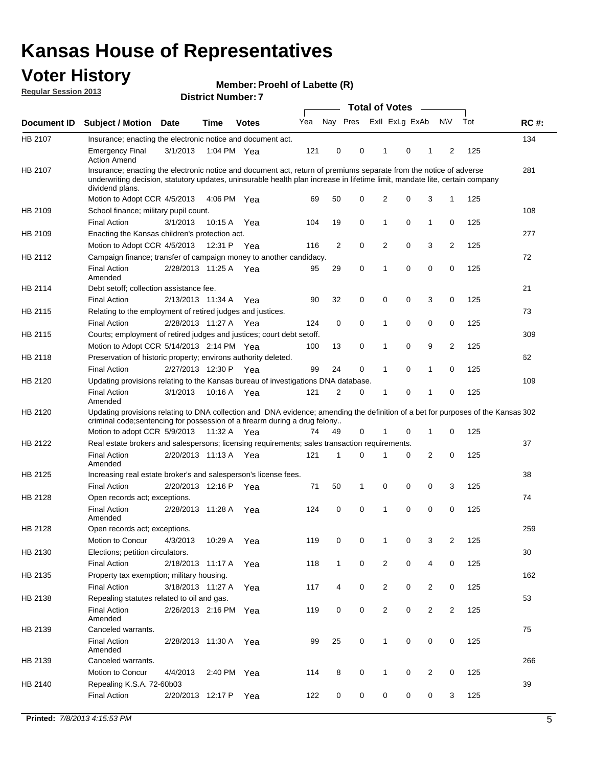# Kansas House of Representatives

## Voter History

**Regular Session 2013**

**Member: Proehl of Labette (R)**

**District Number: 7**

| Document ID | Subject / Motion | Date | Time | Votes | Yea | Nay | Pres | ExlI | ExLg | ExAb | N\V | Tot | RC #: |
|---|---|---|---|---|---|---|---|---|---|---|---|---|---|
| HB 2107 | Insurance; enacting the electronic notice and document act. | | | | | | | | | | | | 134 |
| | Emergency Final Action Amend | 3/1/2013 | 1:04 PM | Yea | 121 | 0 | 0 | 1 | 0 | 1 | 2 | 125 | |
| HB 2107 | Insurance; enacting the electronic notice and document act, return of premiums separate from the notice of adverse underwriting decision, statutory updates, uninsurable health plan increase in lifetime limit, mandate lite, certain company dividend plans. | | | | | | | | | | | | 281 |
| | Motion to Adopt CCR | 4/5/2013 | 4:06 PM | Yea | 69 | 50 | 0 | 2 | 0 | 3 | 1 | 125 | |
| HB 2109 | School finance; military pupil count. | | | | | | | | | | | | 108 |
| | Final Action | 3/1/2013 | 10:15 A | Yea | 104 | 19 | 0 | 1 | 0 | 1 | 0 | 125 | |
| HB 2109 | Enacting the Kansas children's protection act. | | | | | | | | | | | | 277 |
| | Motion to Adopt CCR | 4/5/2013 | 12:31 P | Yea | 116 | 2 | 0 | 2 | 0 | 3 | 2 | 125 | |
| HB 2112 | Campaign finance; transfer of campaign money to another candidacy. | | | | | | | | | | | | 72 |
| | Final Action Amended | 2/28/2013 | 11:25 A | Yea | 95 | 29 | 0 | 1 | 0 | 0 | 0 | 125 | |
| HB 2114 | Debt setoff; collection assistance fee. | | | | | | | | | | | | 21 |
| | Final Action | 2/13/2013 | 11:34 A | Yea | 90 | 32 | 0 | 0 | 0 | 3 | 0 | 125 | |
| HB 2115 | Relating to the employment of retired judges and justices. | | | | | | | | | | | | 73 |
| | Final Action | 2/28/2013 | 11:27 A | Yea | 124 | 0 | 0 | 1 | 0 | 0 | 0 | 125 | |
| HB 2115 | Courts; employment of retired judges and justices; court debt setoff. | | | | | | | | | | | | 309 |
| | Motion to Adopt CCR | 5/14/2013 | 2:14 PM | Yea | 100 | 13 | 0 | 1 | 0 | 9 | 2 | 125 | |
| HB 2118 | Preservation of historic property; environs authority deleted. | | | | | | | | | | | | 62 |
| | Final Action | 2/27/2013 | 12:30 P | Yea | 99 | 24 | 0 | 1 | 0 | 1 | 0 | 125 | |
| HB 2120 | Updating provisions relating to the Kansas bureau of investigations DNA database. | | | | | | | | | | | | 109 |
| | Final Action Amended | 3/1/2013 | 10:16 A | Yea | 121 | 2 | 0 | 1 | 0 | 1 | 0 | 125 | |
| HB 2120 | Updating provisions relating to DNA collection and DNA evidence; amending the definition of a bet for purposes of the Kansas criminal code;sentencing for possession of a firearm during a drug felony.. | | | | | | | | | | | | 302 |
| | Motion to adopt CCR | 5/9/2013 | 11:32 A | Yea | 74 | 49 | 0 | 1 | 0 | 1 | 0 | 125 | |
| HB 2122 | Real estate brokers and salespersons; licensing requirements; sales transaction requirements. | | | | | | | | | | | | 37 |
| | Final Action Amended | 2/20/2013 | 11:13 A | Yea | 121 | 1 | 0 | 1 | 0 | 2 | 0 | 125 | |
| HB 2125 | Increasing real estate broker's and salesperson's license fees. | | | | | | | | | | | | 38 |
| | Final Action | 2/20/2013 | 12:16 P | Yea | 71 | 50 | 1 | 0 | 0 | 0 | 3 | 125 | |
| HB 2128 | Open records act; exceptions. | | | | | | | | | | | | 74 |
| | Final Action Amended | 2/28/2013 | 11:28 A | Yea | 124 | 0 | 0 | 1 | 0 | 0 | 0 | 125 | |
| HB 2128 | Open records act; exceptions. | | | | | | | | | | | | 259 |
| | Motion to Concur | 4/3/2013 | 10:29 A | Yea | 119 | 0 | 0 | 1 | 0 | 3 | 2 | 125 | |
| HB 2130 | Elections; petition circulators. | | | | | | | | | | | | 30 |
| | Final Action | 2/18/2013 | 11:17 A | Yea | 118 | 1 | 0 | 2 | 0 | 4 | 0 | 125 | |
| HB 2135 | Property tax exemption; military housing. | | | | | | | | | | | | 162 |
| | Final Action | 3/18/2013 | 11:27 A | Yea | 117 | 4 | 0 | 2 | 0 | 2 | 0 | 125 | |
| HB 2138 | Repealing statutes related to oil and gas. | | | | | | | | | | | | 53 |
| | Final Action Amended | 2/26/2013 | 2:16 PM | Yea | 119 | 0 | 0 | 2 | 0 | 2 | 2 | 125 | |
| HB 2139 | Canceled warrants. | | | | | | | | | | | | 75 |
| | Final Action Amended | 2/28/2013 | 11:30 A | Yea | 99 | 25 | 0 | 1 | 0 | 0 | 0 | 125 | |
| HB 2139 | Canceled warrants. | | | | | | | | | | | | 266 |
| | Motion to Concur | 4/4/2013 | 2:40 PM | Yea | 114 | 8 | 0 | 1 | 0 | 2 | 0 | 125 | |
| HB 2140 | Repealing K.S.A. 72-60b03 | | | | | | | | | | | | 39 |
| | Final Action | 2/20/2013 | 12:17 P | Yea | 122 | 0 | 0 | 0 | 0 | 0 | 3 | 125 | |

**Printed:** *7/8/2013 4:15:53 PM*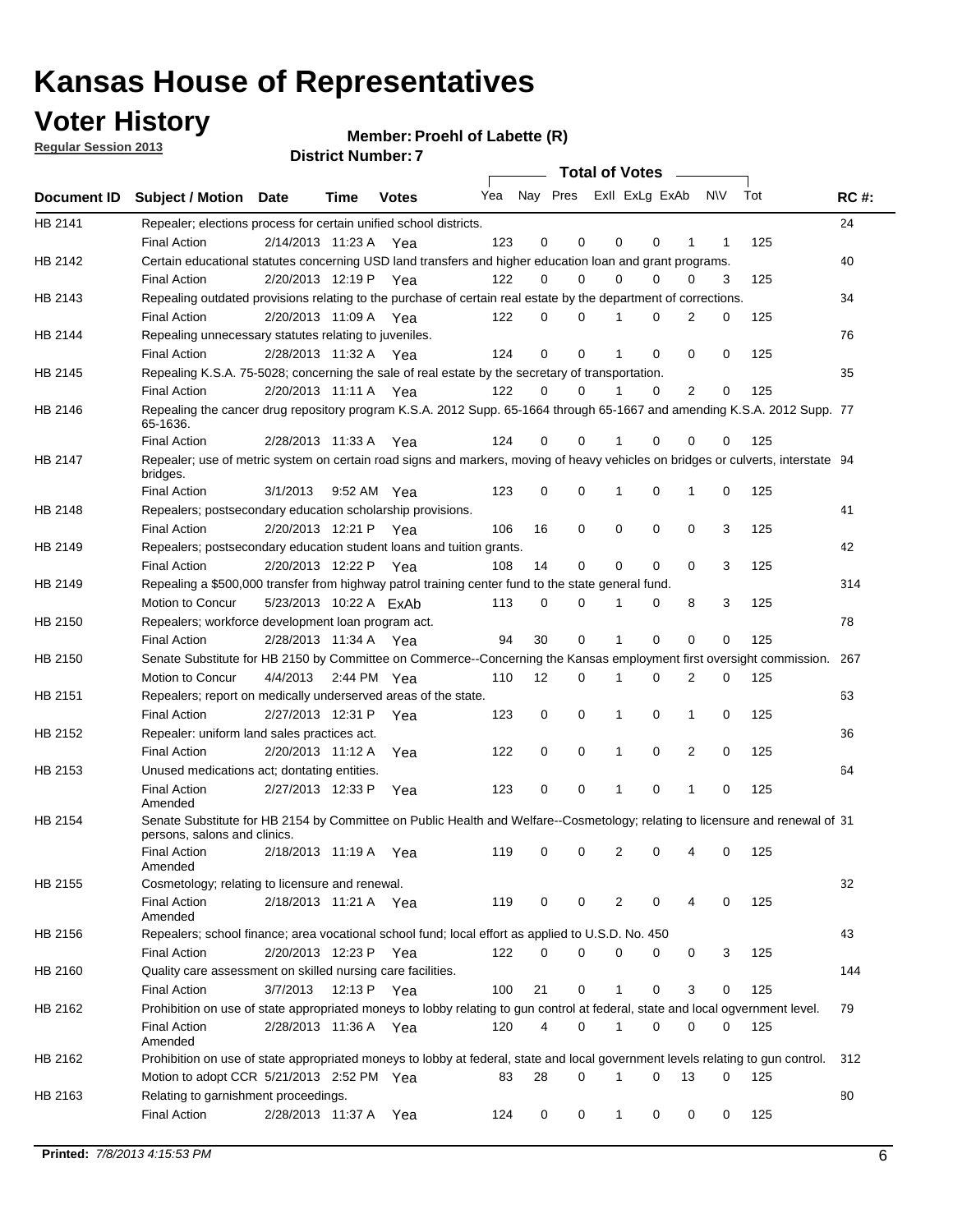# Kansas House of Representatives

## Voter History

**Regular Session 2013**

**Member: Proehl of Labette (R)**

**District Number: 7**

| Document ID | Subject / Motion | Date | Time | Votes | Yea | Nay | Pres | ExII | ExLg | ExAb | N\V | Tot | RC #: |
|---|---|---|---|---|---|---|---|---|---|---|---|---|---|
| HB 2141 | Repealer; elections process for certain unified school districts. | | | | | | | | | | | | 24 |
| | Final Action | 2/14/2013 | 11:23 A | Yea | 123 | 0 | 0 | 0 | 0 | 1 | 1 | 125 | |
| HB 2142 | Certain educational statutes concerning USD land transfers and higher education loan and grant programs. | | | | | | | | | | | | 40 |
| | Final Action | 2/20/2013 | 12:19 P | Yea | 122 | 0 | 0 | 0 | 0 | 0 | 3 | 125 | |
| HB 2143 | Repealing outdated provisions relating to the purchase of certain real estate by the department of corrections. | | | | | | | | | | | | 34 |
| | Final Action | 2/20/2013 | 11:09 A | Yea | 122 | 0 | 0 | 1 | 0 | 2 | 0 | 125 | |
| HB 2144 | Repealing unnecessary statutes relating to juveniles. | | | | | | | | | | | | 76 |
| | Final Action | 2/28/2013 | 11:32 A | Yea | 124 | 0 | 0 | 1 | 0 | 0 | 0 | 125 | |
| HB 2145 | Repealing K.S.A. 75-5028; concerning the sale of real estate by the secretary of transportation. | | | | | | | | | | | | 35 |
| | Final Action | 2/20/2013 | 11:11 A | Yea | 122 | 0 | 0 | 1 | 0 | 2 | 0 | 125 | |
| HB 2146 | Repealing the cancer drug repository program K.S.A. 2012 Supp. 65-1664 through 65-1667 and amending K.S.A. 2012 Supp. 65-1636. | | | | | | | | | | | | 77 |
| | Final Action | 2/28/2013 | 11:33 A | Yea | 124 | 0 | 0 | 1 | 0 | 0 | 0 | 125 | |
| HB 2147 | Repealer; use of metric system on certain road signs and markers, moving of heavy vehicles on bridges or culverts, interstate bridges. | | | | | | | | | | | | 94 |
| | Final Action | 3/1/2013 | 9:52 AM | Yea | 123 | 0 | 0 | 1 | 0 | 1 | 0 | 125 | |
| HB 2148 | Repealers; postsecondary education scholarship provisions. | | | | | | | | | | | | 41 |
| | Final Action | 2/20/2013 | 12:21 P | Yea | 106 | 16 | 0 | 0 | 0 | 0 | 3 | 125 | |
| HB 2149 | Repealers; postsecondary education student loans and tuition grants. | | | | | | | | | | | | 42 |
| | Final Action | 2/20/2013 | 12:22 P | Yea | 108 | 14 | 0 | 0 | 0 | 0 | 3 | 125 | |
| HB 2149 | Repealing a $500,000 transfer from highway patrol training center fund to the state general fund. | | | | | | | | | | | | 314 |
| | Motion to Concur | 5/23/2013 | 10:22 A | ExAb | 113 | 0 | 0 | 1 | 0 | 8 | 3 | 125 | |
| HB 2150 | Repealers; workforce development loan program act. | | | | | | | | | | | | 78 |
| | Final Action | 2/28/2013 | 11:34 A | Yea | 94 | 30 | 0 | 1 | 0 | 0 | 0 | 125 | |
| HB 2150 | Senate Substitute for HB 2150 by Committee on Commerce--Concerning the Kansas employment first oversight commission. | | | | | | | | | | | | 267 |
| | Motion to Concur | 4/4/2013 | 2:44 PM | Yea | 110 | 12 | 0 | 1 | 0 | 2 | 0 | 125 | |
| HB 2151 | Repealers; report on medically underserved areas of the state. | | | | | | | | | | | | 63 |
| | Final Action | 2/27/2013 | 12:31 P | Yea | 123 | 0 | 0 | 1 | 0 | 1 | 0 | 125 | |
| HB 2152 | Repealer: uniform land sales practices act. | | | | | | | | | | | | 36 |
| | Final Action | 2/20/2013 | 11:12 A | Yea | 122 | 0 | 0 | 1 | 0 | 2 | 0 | 125 | |
| HB 2153 | Unused medications act; dontating entities. | | | | | | | | | | | | 64 |
| | Final Action Amended | 2/27/2013 | 12:33 P | Yea | 123 | 0 | 0 | 1 | 0 | 1 | 0 | 125 | |
| HB 2154 | Senate Substitute for HB 2154 by Committee on Public Health and Welfare--Cosmetology; relating to licensure and renewal of persons, salons and clinics. | | | | | | | | | | | | 31 |
| | Final Action Amended | 2/18/2013 | 11:19 A | Yea | 119 | 0 | 0 | 2 | 0 | 4 | 0 | 125 | |
| HB 2155 | Cosmetology; relating to licensure and renewal. | | | | | | | | | | | | 32 |
| | Final Action Amended | 2/18/2013 | 11:21 A | Yea | 119 | 0 | 0 | 2 | 0 | 4 | 0 | 125 | |
| HB 2156 | Repealers; school finance; area vocational school fund; local effort as applied to U.S.D. No. 450 | | | | | | | | | | | | 43 |
| | Final Action | 2/20/2013 | 12:23 P | Yea | 122 | 0 | 0 | 0 | 0 | 0 | 3 | 125 | |
| HB 2160 | Quality care assessment on skilled nursing care facilities. | | | | | | | | | | | | 144 |
| | Final Action | 3/7/2013 | 12:13 P | Yea | 100 | 21 | 0 | 1 | 0 | 3 | 0 | 125 | |
| HB 2162 | Prohibition on use of state appropriated moneys to lobby relating to gun control at federal, state and local ogvernment level. | | | | | | | | | | | | 79 |
| | Final Action Amended | 2/28/2013 | 11:36 A | Yea | 120 | 4 | 0 | 1 | 0 | 0 | 0 | 125 | |
| HB 2162 | Prohibition on use of state appropriated moneys to lobby at federal, state and local government levels relating to gun control. | | | | | | | | | | | | 312 |
| | Motion to adopt CCR | 5/21/2013 | 2:52 PM | Yea | 83 | 28 | 0 | 1 | 0 | 13 | 0 | 125 | |
| HB 2163 | Relating to garnishment proceedings. | | | | | | | | | | | | 80 |
| | Final Action | 2/28/2013 | 11:37 A | Yea | 124 | 0 | 0 | 1 | 0 | 0 | 0 | 125 | |

**Printed:** 7/8/2013 4:15:53 PM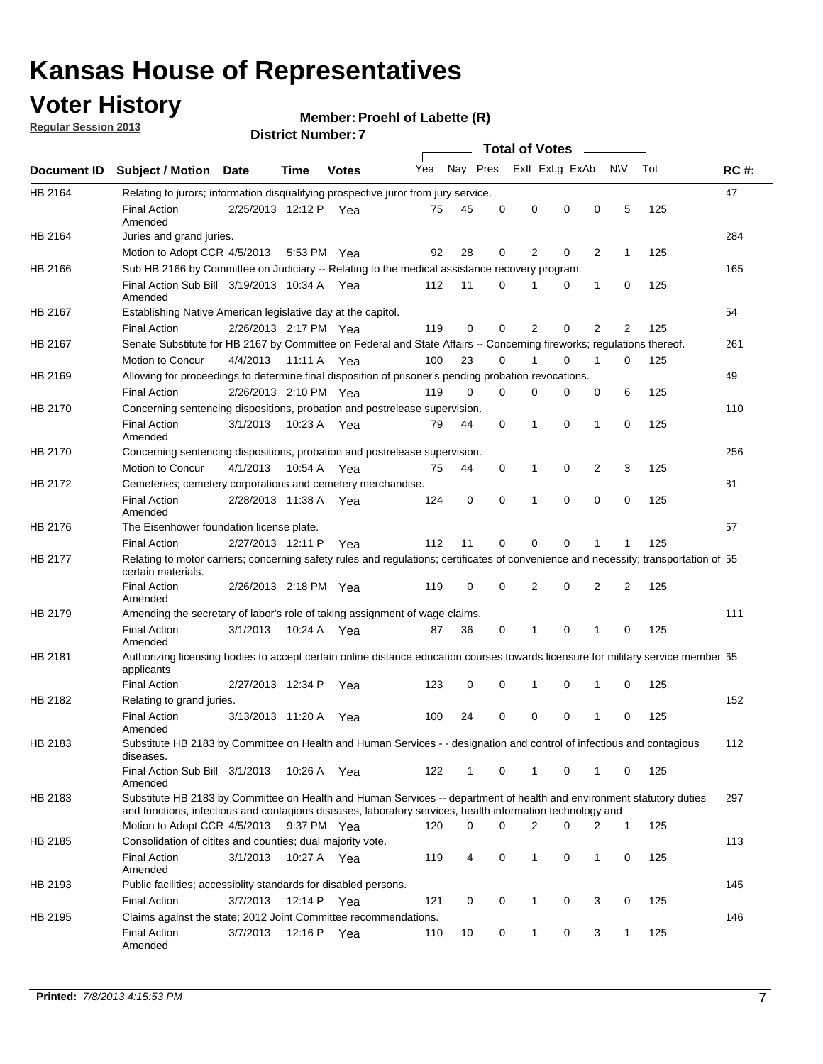# Kansas House of Representatives

## Voter History

**Regular Session 2013**

**Member: Proehl of Labette (R)**

**District Number: 7**

| Document ID | Subject / Motion | Date | Time | Votes | Yea | Nay | Pres | ExII | ExLg | ExAb | N\V | Tot | RC #: |
|---|---|---|---|---|---|---|---|---|---|---|---|---|---|
| HB 2164 | Relating to jurors; information disqualifying prospective juror from jury service. | | | | | | | | | | | | 47 |
| | Final Action Amended | 2/25/2013 | 12:12 P | Yea | 75 | 45 | 0 | 0 | 0 | 0 | 5 | 125 | |
| HB 2164 | Juries and grand juries. | | | | | | | | | | | | 284 |
| | Motion to Adopt CCR | 4/5/2013 | 5:53 PM | Yea | 92 | 28 | 0 | 2 | 0 | 2 | 1 | 125 | |
| HB 2166 | Sub HB 2166 by Committee on Judiciary -- Relating to the medical assistance recovery program. | | | | | | | | | | | | 165 |
| | Final Action Sub Bill Amended | 3/19/2013 | 10:34 A | Yea | 112 | 11 | 0 | 1 | 0 | 1 | 0 | 125 | |
| HB 2167 | Establishing Native American legislative day at the capitol. | | | | | | | | | | | | 54 |
| | Final Action | 2/26/2013 | 2:17 PM | Yea | 119 | 0 | 0 | 2 | 0 | 2 | 2 | 125 | |
| HB 2167 | Senate Substitute for HB 2167 by Committee on Federal and State Affairs -- Concerning fireworks; regulations thereof. | | | | | | | | | | | | 261 |
| | Motion to Concur | 4/4/2013 | 11:11 A | Yea | 100 | 23 | 0 | 1 | 0 | 1 | 0 | 125 | |
| HB 2169 | Allowing for proceedings to determine final disposition of prisoner's pending probation revocations. | | | | | | | | | | | | 49 |
| | Final Action | 2/26/2013 | 2:10 PM | Yea | 119 | 0 | 0 | 0 | 0 | 0 | 6 | 125 | |
| HB 2170 | Concerning sentencing dispositions, probation and postrelease supervision. | | | | | | | | | | | | 110 |
| | Final Action Amended | 3/1/2013 | 10:23 A | Yea | 79 | 44 | 0 | 1 | 0 | 1 | 0 | 125 | |
| HB 2170 | Concerning sentencing dispositions, probation and postrelease supervision. | | | | | | | | | | | | 256 |
| | Motion to Concur | 4/1/2013 | 10:54 A | Yea | 75 | 44 | 0 | 1 | 0 | 2 | 3 | 125 | |
| HB 2172 | Cemeteries; cemetery corporations and cemetery merchandise. | | | | | | | | | | | | 81 |
| | Final Action Amended | 2/28/2013 | 11:38 A | Yea | 124 | 0 | 0 | 1 | 0 | 0 | 0 | 125 | |
| HB 2176 | The Eisenhower foundation license plate. | | | | | | | | | | | | 57 |
| | Final Action | 2/27/2013 | 12:11 P | Yea | 112 | 11 | 0 | 0 | 0 | 1 | 1 | 125 | |
| HB 2177 | Relating to motor carriers; concerning safety rules and regulations; certificates of convenience and necessity; transportation of certain materials. | | | | | | | | | | | | 55 |
| | Final Action Amended | 2/26/2013 | 2:18 PM | Yea | 119 | 0 | 0 | 2 | 0 | 2 | 2 | 125 | |
| HB 2179 | Amending the secretary of labor's role of taking assignment of wage claims. | | | | | | | | | | | | 111 |
| | Final Action Amended | 3/1/2013 | 10:24 A | Yea | 87 | 36 | 0 | 1 | 0 | 1 | 0 | 125 | |
| HB 2181 | Authorizing licensing bodies to accept certain online distance education courses towards licensure for military service member applicants | | | | | | | | | | | | 65 |
| | Final Action | 2/27/2013 | 12:34 P | Yea | 123 | 0 | 0 | 1 | 0 | 1 | 0 | 125 | |
| HB 2182 | Relating to grand juries. | | | | | | | | | | | | 152 |
| | Final Action Amended | 3/13/2013 | 11:20 A | Yea | 100 | 24 | 0 | 0 | 0 | 1 | 0 | 125 | |
| HB 2183 | Substitute HB 2183 by Committee on Health and Human Services - - designation and control of infectious and contagious diseases. | | | | | | | | | | | | 112 |
| | Final Action Sub Bill Amended | 3/1/2013 | 10:26 A | Yea | 122 | 1 | 0 | 1 | 0 | 1 | 0 | 125 | |
| HB 2183 | Substitute HB 2183 by Committee on Health and Human Services -- department of health and environment statutory duties and functions, infectious and contagious diseases, laboratory services, health information technology and | | | | | | | | | | | | 297 |
| | Motion to Adopt CCR | 4/5/2013 | 9:37 PM | Yea | 120 | 0 | 0 | 2 | 0 | 2 | 1 | 125 | |
| HB 2185 | Consolidation of citites and counties; dual majority vote. | | | | | | | | | | | | 113 |
| | Final Action Amended | 3/1/2013 | 10:27 A | Yea | 119 | 4 | 0 | 1 | 0 | 1 | 0 | 125 | |
| HB 2193 | Public facilities; accessiblity standards for disabled persons. | | | | | | | | | | | | 145 |
| | Final Action | 3/7/2013 | 12:14 P | Yea | 121 | 0 | 0 | 1 | 0 | 3 | 0 | 125 | |
| HB 2195 | Claims against the state; 2012 Joint Committee recommendations. | | | | | | | | | | | | 146 |
| | Final Action Amended | 3/7/2013 | 12:16 P | Yea | 110 | 10 | 0 | 1 | 0 | 3 | 1 | 125 | |

**Printed:** *7/8/2013 4:15:53 PM*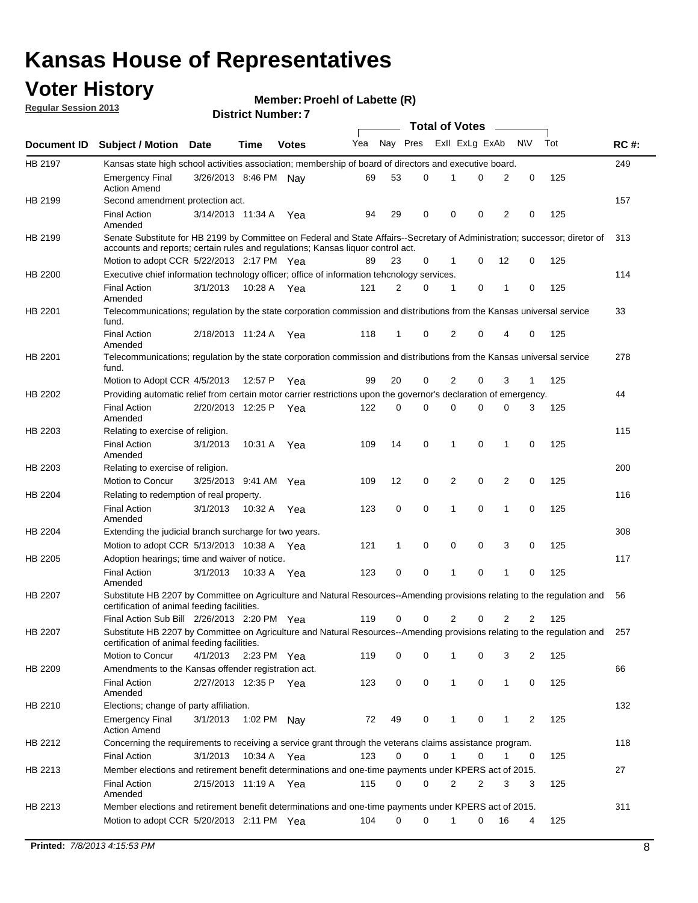# Kansas House of Representatives

## Voter History

**Regular Session 2013**

**Member: Proehl of Labette (R)**

**District Number: 7**

| Document ID | Subject / Motion | Date | Time | Votes | Yea | Nay | Pres | ExII | ExLg | ExAb | N\V | Tot | RC #: |
|---|---|---|---|---|---|---|---|---|---|---|---|---|---|
| HB 2197 | Kansas state high school activities association; membership of board of directors and executive board. | | | | | | | | | | | | 249 |
| | Emergency Final Action Amend | 3/26/2013 | 8:46 PM | Nay | 69 | 53 | 0 | 1 | 0 | 2 | 0 | 125 | |
| HB 2199 | Second amendment protection act. | | | | | | | | | | | | 157 |
| | Final Action Amended | 3/14/2013 | 11:34 A | Yea | 94 | 29 | 0 | 0 | 0 | 2 | 0 | 125 | |
| HB 2199 | Senate Substitute for HB 2199 by Committee on Federal and State Affairs--Secretary of Administration; successor; diretor of accounts and reports; certain rules and regulations; Kansas liquor control act. | | | | | | | | | | | | 313 |
| | Motion to adopt CCR | 5/22/2013 | 2:17 PM | Yea | 89 | 23 | 0 | 1 | 0 | 12 | 0 | 125 | |
| HB 2200 | Executive chief information technology officer; office of information tehcnology services. | | | | | | | | | | | | 114 |
| | Final Action Amended | 3/1/2013 | 10:28 A | Yea | 121 | 2 | 0 | 1 | 0 | 1 | 0 | 125 | |
| HB 2201 | Telecommunications; regulation by the state corporation commission and distributions from the Kansas universal service fund. | | | | | | | | | | | | 33 |
| | Final Action Amended | 2/18/2013 | 11:24 A | Yea | 118 | 1 | 0 | 2 | 0 | 4 | 0 | 125 | |
| HB 2201 | Telecommunications; regulation by the state corporation commission and distributions from the Kansas universal service fund. | | | | | | | | | | | | 278 |
| | Motion to Adopt CCR | 4/5/2013 | 12:57 P | Yea | 99 | 20 | 0 | 2 | 0 | 3 | 1 | 125 | |
| HB 2202 | Providing automatic relief from certain motor carrier restrictions upon the governor's declaration of emergency. | | | | | | | | | | | | 44 |
| | Final Action Amended | 2/20/2013 | 12:25 P | Yea | 122 | 0 | 0 | 0 | 0 | 0 | 3 | 125 | |
| HB 2203 | Relating to exercise of religion. | | | | | | | | | | | | 115 |
| | Final Action Amended | 3/1/2013 | 10:31 A | Yea | 109 | 14 | 0 | 1 | 0 | 1 | 0 | 125 | |
| HB 2203 | Relating to exercise of religion. | | | | | | | | | | | | 200 |
| | Motion to Concur | 3/25/2013 | 9:41 AM | Yea | 109 | 12 | 0 | 2 | 0 | 2 | 0 | 125 | |
| HB 2204 | Relating to redemption of real property. | | | | | | | | | | | | 116 |
| | Final Action Amended | 3/1/2013 | 10:32 A | Yea | 123 | 0 | 0 | 1 | 0 | 1 | 0 | 125 | |
| HB 2204 | Extending the judicial branch surcharge for two years. | | | | | | | | | | | | 308 |
| | Motion to adopt CCR | 5/13/2013 | 10:38 A | Yea | 121 | 1 | 0 | 0 | 0 | 3 | 0 | 125 | |
| HB 2205 | Adoption hearings; time and waiver of notice. | | | | | | | | | | | | 117 |
| | Final Action Amended | 3/1/2013 | 10:33 A | Yea | 123 | 0 | 0 | 1 | 0 | 1 | 0 | 125 | |
| HB 2207 | Substitute HB 2207 by Committee on Agriculture and Natural Resources--Amending provisions relating to the regulation and certification of animal feeding facilities. | | | | | | | | | | | | 56 |
| | Final Action Sub Bill | 2/26/2013 | 2:20 PM | Yea | 119 | 0 | 0 | 2 | 0 | 2 | 2 | 125 | |
| HB 2207 | Substitute HB 2207 by Committee on Agriculture and Natural Resources--Amending provisions relating to the regulation and certification of animal feeding facilities. | | | | | | | | | | | | 257 |
| | Motion to Concur | 4/1/2013 | 2:23 PM | Yea | 119 | 0 | 0 | 1 | 0 | 3 | 2 | 125 | |
| HB 2209 | Amendments to the Kansas offender registration act. | | | | | | | | | | | | 66 |
| | Final Action Amended | 2/27/2013 | 12:35 P | Yea | 123 | 0 | 0 | 1 | 0 | 1 | 0 | 125 | |
| HB 2210 | Elections; change of party affiliation. | | | | | | | | | | | | 132 |
| | Emergency Final Action Amend | 3/1/2013 | 1:02 PM | Nay | 72 | 49 | 0 | 1 | 0 | 1 | 2 | 125 | |
| HB 2212 | Concerning the requirements to receiving a service grant through the veterans claims assistance program. | | | | | | | | | | | | 118 |
| | Final Action | 3/1/2013 | 10:34 A | Yea | 123 | 0 | 0 | 1 | 0 | 1 | 0 | 125 | |
| HB 2213 | Member elections and retirement benefit determinations and one-time payments under KPERS act of 2015. | | | | | | | | | | | | 27 |
| | Final Action Amended | 2/15/2013 | 11:19 A | Yea | 115 | 0 | 0 | 2 | 2 | 3 | 3 | 125 | |
| HB 2213 | Member elections and retirement benefit determinations and one-time payments under KPERS act of 2015. | | | | | | | | | | | | 311 |
| | Motion to adopt CCR | 5/20/2013 | 2:11 PM | Yea | 104 | 0 | 0 | 1 | 0 | 16 | 4 | 125 | |

**Printed:** *7/8/2013 4:15:53 PM*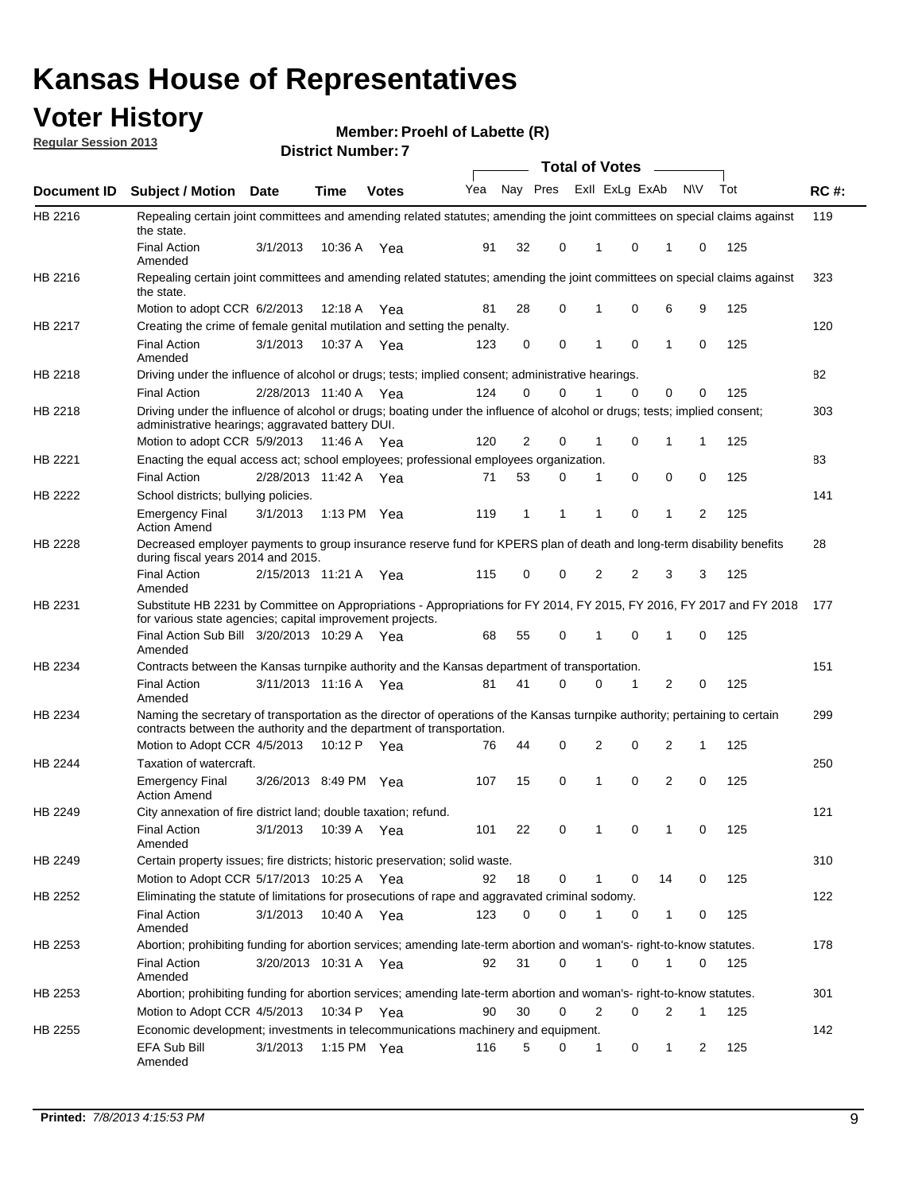# Kansas House of Representatives

## Voter History

**Regular Session 2013**

**Member: Proehl of Labette (R)**

**District Number: 7**

| Document ID | Subject / Motion | Date | Time | Votes | Yea | Nay | Pres | ExII | ExLg | ExAb | N\V | Tot | RC #: |
|---|---|---|---|---|---|---|---|---|---|---|---|---|---|
| HB 2216 | Repealing certain joint committees and amending related statutes; amending the joint committees on special claims against the state. | | | | | | | | | | | | 119 |
| | Final Action Amended | 3/1/2013 | 10:36 A | Yea | 91 | 32 | 0 | 1 | 0 | 1 | 0 | 125 | |
| HB 2216 | Repealing certain joint committees and amending related statutes; amending the joint committees on special claims against the state. | | | | | | | | | | | | 323 |
| | Motion to adopt CCR | 6/2/2013 | 12:18 A | Yea | 81 | 28 | 0 | 1 | 0 | 6 | 9 | 125 | |
| HB 2217 | Creating the crime of female genital mutilation and setting the penalty. | | | | | | | | | | | | 120 |
| | Final Action Amended | 3/1/2013 | 10:37 A | Yea | 123 | 0 | 0 | 1 | 0 | 1 | 0 | 125 | |
| HB 2218 | Driving under the influence of alcohol or drugs; tests; implied consent; administrative hearings. | | | | | | | | | | | | 82 |
| | Final Action | 2/28/2013 | 11:40 A | Yea | 124 | 0 | 0 | 1 | 0 | 0 | 0 | 125 | |
| HB 2218 | Driving under the influence of alcohol or drugs; boating under the influence of alcohol or drugs; tests; implied consent; administrative hearings; aggravated battery DUI. | | | | | | | | | | | | 303 |
| | Motion to adopt CCR | 5/9/2013 | 11:46 A | Yea | 120 | 2 | 0 | 1 | 0 | 1 | 1 | 125 | |
| HB 2221 | Enacting the equal access act; school employees; professional employees organization. | | | | | | | | | | | | 83 |
| | Final Action | 2/28/2013 | 11:42 A | Yea | 71 | 53 | 0 | 1 | 0 | 0 | 0 | 125 | |
| HB 2222 | School districts; bullying policies. | | | | | | | | | | | | 141 |
| | Emergency Final Action Amend | 3/1/2013 | 1:13 PM | Yea | 119 | 1 | 1 | 1 | 0 | 1 | 2 | 125 | |
| HB 2228 | Decreased employer payments to group insurance reserve fund for KPERS plan of death and long-term disability benefits during fiscal years 2014 and 2015. | | | | | | | | | | | | 28 |
| | Final Action Amended | 2/15/2013 | 11:21 A | Yea | 115 | 0 | 0 | 2 | 2 | 3 | 3 | 125 | |
| HB 2231 | Substitute HB 2231 by Committee on Appropriations - Appropriations for FY 2014, FY 2015, FY 2016, FY 2017 and FY 2018 for various state agencies; capital improvement projects. | | | | | | | | | | | | 177 |
| | Final Action Sub Bill Amended | 3/20/2013 | 10:29 A | Yea | 68 | 55 | 0 | 1 | 0 | 1 | 0 | 125 | |
| HB 2234 | Contracts between the Kansas turnpike authority and the Kansas department of transportation. | | | | | | | | | | | | 151 |
| | Final Action Amended | 3/11/2013 | 11:16 A | Yea | 81 | 41 | 0 | 0 | 1 | 2 | 0 | 125 | |
| HB 2234 | Naming the secretary of transportation as the director of operations of the Kansas turnpike authority; pertaining to certain contracts between the authority and the department of transportation. | | | | | | | | | | | | 299 |
| | Motion to Adopt CCR | 4/5/2013 | 10:12 P | Yea | 76 | 44 | 0 | 2 | 0 | 2 | 1 | 125 | |
| HB 2244 | Taxation of watercraft. | | | | | | | | | | | | 250 |
| | Emergency Final Action Amend | 3/26/2013 | 8:49 PM | Yea | 107 | 15 | 0 | 1 | 0 | 2 | 0 | 125 | |
| HB 2249 | City annexation of fire district land; double taxation; refund. | | | | | | | | | | | | 121 |
| | Final Action Amended | 3/1/2013 | 10:39 A | Yea | 101 | 22 | 0 | 1 | 0 | 1 | 0 | 125 | |
| HB 2249 | Certain property issues; fire districts; historic preservation; solid waste. | | | | | | | | | | | | 310 |
| | Motion to Adopt CCR | 5/17/2013 | 10:25 A | Yea | 92 | 18 | 0 | 1 | 0 | 14 | 0 | 125 | |
| HB 2252 | Eliminating the statute of limitations for prosecutions of rape and aggravated criminal sodomy. | | | | | | | | | | | | 122 |
| | Final Action Amended | 3/1/2013 | 10:40 A | Yea | 123 | 0 | 0 | 1 | 0 | 1 | 0 | 125 | |
| HB 2253 | Abortion; prohibiting funding for abortion services; amending late-term abortion and woman's- right-to-know statutes. | | | | | | | | | | | | 178 |
| | Final Action Amended | 3/20/2013 | 10:31 A | Yea | 92 | 31 | 0 | 1 | 0 | 1 | 0 | 125 | |
| HB 2253 | Abortion; prohibiting funding for abortion services; amending late-term abortion and woman's- right-to-know statutes. | | | | | | | | | | | | 301 |
| | Motion to Adopt CCR | 4/5/2013 | 10:34 P | Yea | 90 | 30 | 0 | 2 | 0 | 2 | 1 | 125 | |
| HB 2255 | Economic development; investments in telecommunications machinery and equipment. | | | | | | | | | | | | 142 |
| | EFA Sub Bill Amended | 3/1/2013 | 1:15 PM | Yea | 116 | 5 | 0 | 1 | 0 | 1 | 2 | 125 | |

**Printed:** *7/8/2013 4:15:53 PM*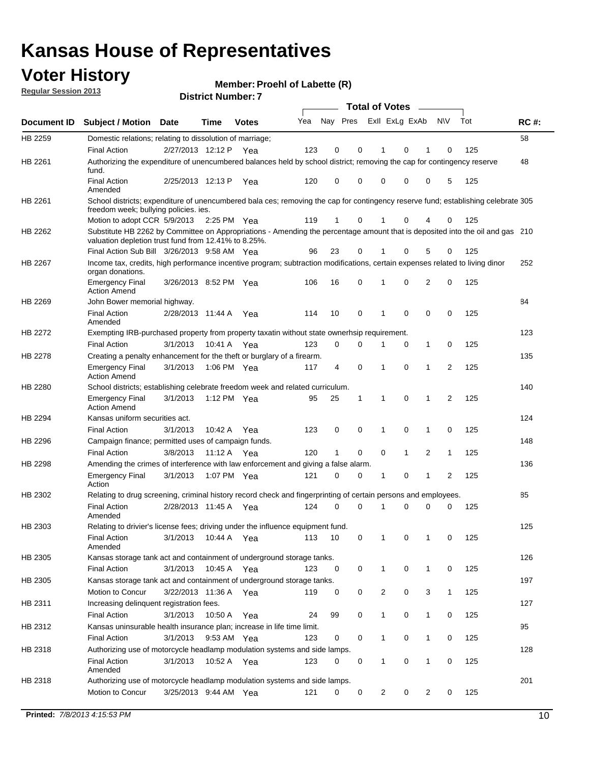# Kansas House of Representatives

## Voter History

**Regular Session 2013**

**Member: Proehl of Labette (R)**

**District Number: 7**

| Document ID | Subject / Motion | Date | Time | Votes | Yea | Nay | Pres | ExII | ExLg | ExAb | N\V | Tot | RC #: |
|---|---|---|---|---|---|---|---|---|---|---|---|---|---|
| HB 2259 | Domestic relations; relating to dissolution of marriage; | | | | | | | | | | | | 58 |
| | Final Action | 2/27/2013 | 12:12 P | Yea | 123 | 0 | 0 | 1 | 0 | 1 | 0 | 125 | |
| HB 2261 | Authorizing the expenditure of unencumbered balances held by school district; removing the cap for contingency reserve fund. | | | | | | | | | | | | 48 |
| | Final Action Amended | 2/25/2013 | 12:13 P | Yea | 120 | 0 | 0 | 0 | 0 | 0 | 5 | 125 | |
| HB 2261 | School districts; expenditure of unencumbered bala ces; removing the cap for contingency reserve fund; establishing celebrate freedom week; bullying policies. ies. | | | | | | | | | | | | 305 |
| | Motion to adopt CCR | 5/9/2013 | 2:25 PM | Yea | 119 | 1 | 0 | 1 | 0 | 4 | 0 | 125 | |
| HB 2262 | Substitute HB 2262 by Committee on Appropriations - Amending the percentage amount that is deposited into the oil and gas valuation depletion trust fund from 12.41% to 8.25%. | | | | | | | | | | | | 210 |
| | Final Action Sub Bill | 3/26/2013 | 9:58 AM | Yea | 96 | 23 | 0 | 1 | 0 | 5 | 0 | 125 | |
| HB 2267 | Income tax, credits, high performance incentive program; subtraction modifications, certain expenses related to living dinor organ donations. | | | | | | | | | | | | 252 |
| | Emergency Final Action Amend | 3/26/2013 | 8:52 PM | Yea | 106 | 16 | 0 | 1 | 0 | 2 | 0 | 125 | |
| HB 2269 | John Bower memorial highway. | | | | | | | | | | | | 84 |
| | Final Action Amended | 2/28/2013 | 11:44 A | Yea | 114 | 10 | 0 | 1 | 0 | 0 | 0 | 125 | |
| HB 2272 | Exempting IRB-purchased property from property taxatin without state ownerhsip requirement. | | | | | | | | | | | | 123 |
| | Final Action | 3/1/2013 | 10:41 A | Yea | 123 | 0 | 0 | 1 | 0 | 1 | 0 | 125 | |
| HB 2278 | Creating a penalty enhancement for the theft or burglary of a firearm. | | | | | | | | | | | | 135 |
| | Emergency Final Action Amend | 3/1/2013 | 1:06 PM | Yea | 117 | 4 | 0 | 1 | 0 | 1 | 2 | 125 | |
| HB 2280 | School districts; establishing celebrate freedom week and related curriculum. | | | | | | | | | | | | 140 |
| | Emergency Final Action Amend | 3/1/2013 | 1:12 PM | Yea | 95 | 25 | 1 | 1 | 0 | 1 | 2 | 125 | |
| HB 2294 | Kansas uniform securities act. | | | | | | | | | | | | 124 |
| | Final Action | 3/1/2013 | 10:42 A | Yea | 123 | 0 | 0 | 1 | 0 | 1 | 0 | 125 | |
| HB 2296 | Campaign finance; permitted uses of campaign funds. | | | | | | | | | | | | 148 |
| | Final Action | 3/8/2013 | 11:12 A | Yea | 120 | 1 | 0 | 0 | 1 | 2 | 1 | 125 | |
| HB 2298 | Amending the crimes of interference with law enforcement and giving a false alarm. | | | | | | | | | | | | 136 |
| | Emergency Final Action | 3/1/2013 | 1:07 PM | Yea | 121 | 0 | 0 | 1 | 0 | 1 | 2 | 125 | |
| HB 2302 | Relating to drug screening, criminal history record check and fingerprinting of certain persons and employees. | | | | | | | | | | | | 85 |
| | Final Action Amended | 2/28/2013 | 11:45 A | Yea | 124 | 0 | 0 | 1 | 0 | 0 | 0 | 125 | |
| HB 2303 | Relating to drivier's license fees; driving under the influence equipment fund. | | | | | | | | | | | | 125 |
| | Final Action Amended | 3/1/2013 | 10:44 A | Yea | 113 | 10 | 0 | 1 | 0 | 1 | 0 | 125 | |
| HB 2305 | Kansas storage tank act and containment of underground storage tanks. | | | | | | | | | | | | 126 |
| | Final Action | 3/1/2013 | 10:45 A | Yea | 123 | 0 | 0 | 1 | 0 | 1 | 0 | 125 | |
| HB 2305 | Kansas storage tank act and containment of underground storage tanks. | | | | | | | | | | | | 197 |
| | Motion to Concur | 3/22/2013 | 11:36 A | Yea | 119 | 0 | 0 | 2 | 0 | 3 | 1 | 125 | |
| HB 2311 | Increasing delinquent registration fees. | | | | | | | | | | | | 127 |
| | Final Action | 3/1/2013 | 10:50 A | Yea | 24 | 99 | 0 | 1 | 0 | 1 | 0 | 125 | |
| HB 2312 | Kansas uninsurable health insurance plan; increase in life time limit. | | | | | | | | | | | | 95 |
| | Final Action | 3/1/2013 | 9:53 AM | Yea | 123 | 0 | 0 | 1 | 0 | 1 | 0 | 125 | |
| HB 2318 | Authorizing use of motorcycle headlamp modulation systems and side lamps. | | | | | | | | | | | | 128 |
| | Final Action Amended | 3/1/2013 | 10:52 A | Yea | 123 | 0 | 0 | 1 | 0 | 1 | 0 | 125 | |
| HB 2318 | Authorizing use of motorcycle headlamp modulation systems and side lamps. | | | | | | | | | | | | 201 |
| | Motion to Concur | 3/25/2013 | 9:44 AM | Yea | 121 | 0 | 0 | 2 | 0 | 2 | 0 | 125 | |

**Printed:** *7/8/2013 4:15:53 PM*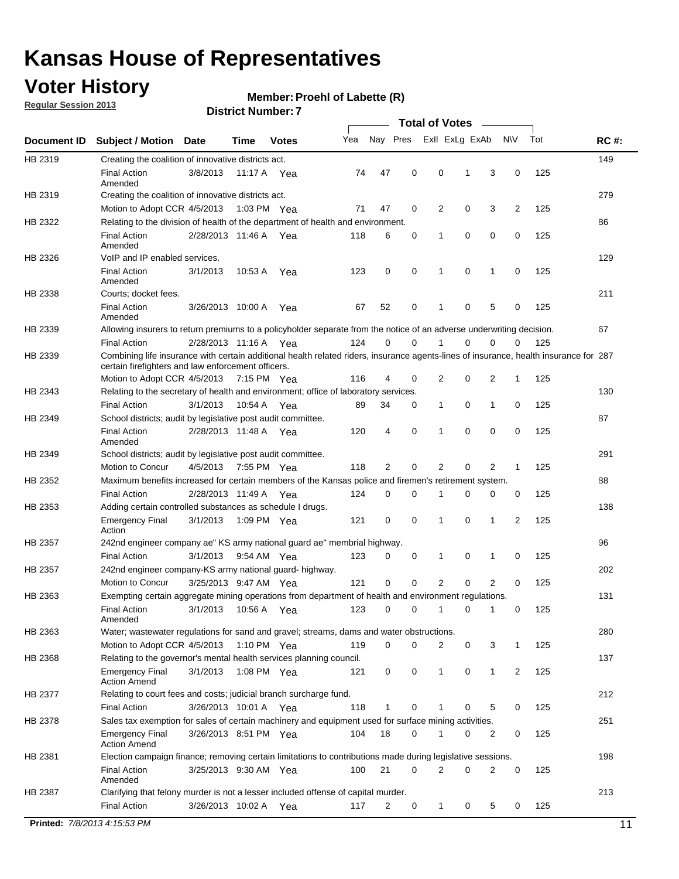# Kansas House of Representatives

## Voter History

**Regular Session 2013**

**Member: Proehl of Labette (R)**

**District Number: 7**

| Document ID | Subject / Motion | Date | Time | Votes | Yea | Nay | Pres | ExlI | ExLg | ExAb | N\V | Tot | RC #: |
|---|---|---|---|---|---|---|---|---|---|---|---|---|---|
| HB 2319 | Creating the coalition of innovative districts act. | | | | | | | | | | | | 149 |
| | Final Action Amended | 3/8/2013 | 11:17 A | Yea | 74 | 47 | 0 | 0 | 1 | 3 | 0 | 125 | |
| HB 2319 | Creating the coalition of innovative districts act. | | | | | | | | | | | | 279 |
| | Motion to Adopt CCR | 4/5/2013 | 1:03 PM | Yea | 71 | 47 | 0 | 2 | 0 | 3 | 2 | 125 | |
| HB 2322 | Relating to the division of health of the department of health and environment. | | | | | | | | | | | | 86 |
| | Final Action Amended | 2/28/2013 | 11:46 A | Yea | 118 | 6 | 0 | 1 | 0 | 0 | 0 | 125 | |
| HB 2326 | VoIP and IP enabled services. | | | | | | | | | | | | 129 |
| | Final Action Amended | 3/1/2013 | 10:53 A | Yea | 123 | 0 | 0 | 1 | 0 | 1 | 0 | 125 | |
| HB 2338 | Courts; docket fees. | | | | | | | | | | | | 211 |
| | Final Action Amended | 3/26/2013 | 10:00 A | Yea | 67 | 52 | 0 | 1 | 0 | 5 | 0 | 125 | |
| HB 2339 | Allowing insurers to return premiums to a policyholder separate from the notice of an adverse underwriting decision. | | | | | | | | | | | | 67 |
| | Final Action | 2/28/2013 | 11:16 A | Yea | 124 | 0 | 0 | 1 | 0 | 0 | 0 | 125 | |
| HB 2339 | Combining life insurance with certain additional health related riders, insurance agents-lines of insurance, health insurance for certain firefighters and law enforcement officers. | | | | | | | | | | | | 287 |
| | Motion to Adopt CCR | 4/5/2013 | 7:15 PM | Yea | 116 | 4 | 0 | 2 | 0 | 2 | 1 | 125 | |
| HB 2343 | Relating to the secretary of health and environment; office of laboratory services. | | | | | | | | | | | | 130 |
| | Final Action | 3/1/2013 | 10:54 A | Yea | 89 | 34 | 0 | 1 | 0 | 1 | 0 | 125 | |
| HB 2349 | School districts; audit by legislative post audit committee. | | | | | | | | | | | | 87 |
| | Final Action Amended | 2/28/2013 | 11:48 A | Yea | 120 | 4 | 0 | 1 | 0 | 0 | 0 | 125 | |
| HB 2349 | School districts; audit by legislative post audit committee. | | | | | | | | | | | | 291 |
| | Motion to Concur | 4/5/2013 | 7:55 PM | Yea | 118 | 2 | 0 | 2 | 0 | 2 | 1 | 125 | |
| HB 2352 | Maximum benefits increased for certain members of the Kansas police and firemen's retirement system. | | | | | | | | | | | | 88 |
| | Final Action | 2/28/2013 | 11:49 A | Yea | 124 | 0 | 0 | 1 | 0 | 0 | 0 | 125 | |
| HB 2353 | Adding certain controlled substances as schedule I drugs. | | | | | | | | | | | | 138 |
| | Emergency Final Action | 3/1/2013 | 1:09 PM | Yea | 121 | 0 | 0 | 1 | 0 | 1 | 2 | 125 | |
| HB 2357 | 242nd engineer company ae" KS army national guard ae" membrial highway. | | | | | | | | | | | | 96 |
| | Final Action | 3/1/2013 | 9:54 AM | Yea | 123 | 0 | 0 | 1 | 0 | 1 | 0 | 125 | |
| HB 2357 | 242nd engineer company-KS army national guard- highway. | | | | | | | | | | | | 202 |
| | Motion to Concur | 3/25/2013 | 9:47 AM | Yea | 121 | 0 | 0 | 2 | 0 | 2 | 0 | 125 | |
| HB 2363 | Exempting certain aggregate mining operations from department of health and environment regulations. | | | | | | | | | | | | 131 |
| | Final Action Amended | 3/1/2013 | 10:56 A | Yea | 123 | 0 | 0 | 1 | 0 | 1 | 0 | 125 | |
| HB 2363 | Water; wastewater regulations for sand and gravel; streams, dams and water obstructions. | | | | | | | | | | | | 280 |
| | Motion to Adopt CCR | 4/5/2013 | 1:10 PM | Yea | 119 | 0 | 0 | 2 | 0 | 3 | 1 | 125 | |
| HB 2368 | Relating to the governor's mental health services planning council. | | | | | | | | | | | | 137 |
| | Emergency Final Action Amend | 3/1/2013 | 1:08 PM | Yea | 121 | 0 | 0 | 1 | 0 | 1 | 2 | 125 | |
| HB 2377 | Relating to court fees and costs; judicial branch surcharge fund. | | | | | | | | | | | | 212 |
| | Final Action | 3/26/2013 | 10:01 A | Yea | 118 | 1 | 0 | 1 | 0 | 5 | 0 | 125 | |
| HB 2378 | Sales tax exemption for sales of certain machinery and equipment used for surface mining activities. | | | | | | | | | | | | 251 |
| | Emergency Final Action Amend | 3/26/2013 | 8:51 PM | Yea | 104 | 18 | 0 | 1 | 0 | 2 | 0 | 125 | |
| HB 2381 | Election campaign finance; removing certain limitations to contributions made during legislative sessions. | | | | | | | | | | | | 198 |
| | Final Action Amended | 3/25/2013 | 9:30 AM | Yea | 100 | 21 | 0 | 2 | 0 | 2 | 0 | 125 | |
| HB 2387 | Clarifying that felony murder is not a lesser included offense of capital murder. | | | | | | | | | | | | 213 |
| | Final Action | 3/26/2013 | 10:02 A | Yea | 117 | 2 | 0 | 1 | 0 | 5 | 0 | 125 | |

**Printed:** *7/8/2013 4:15:53 PM*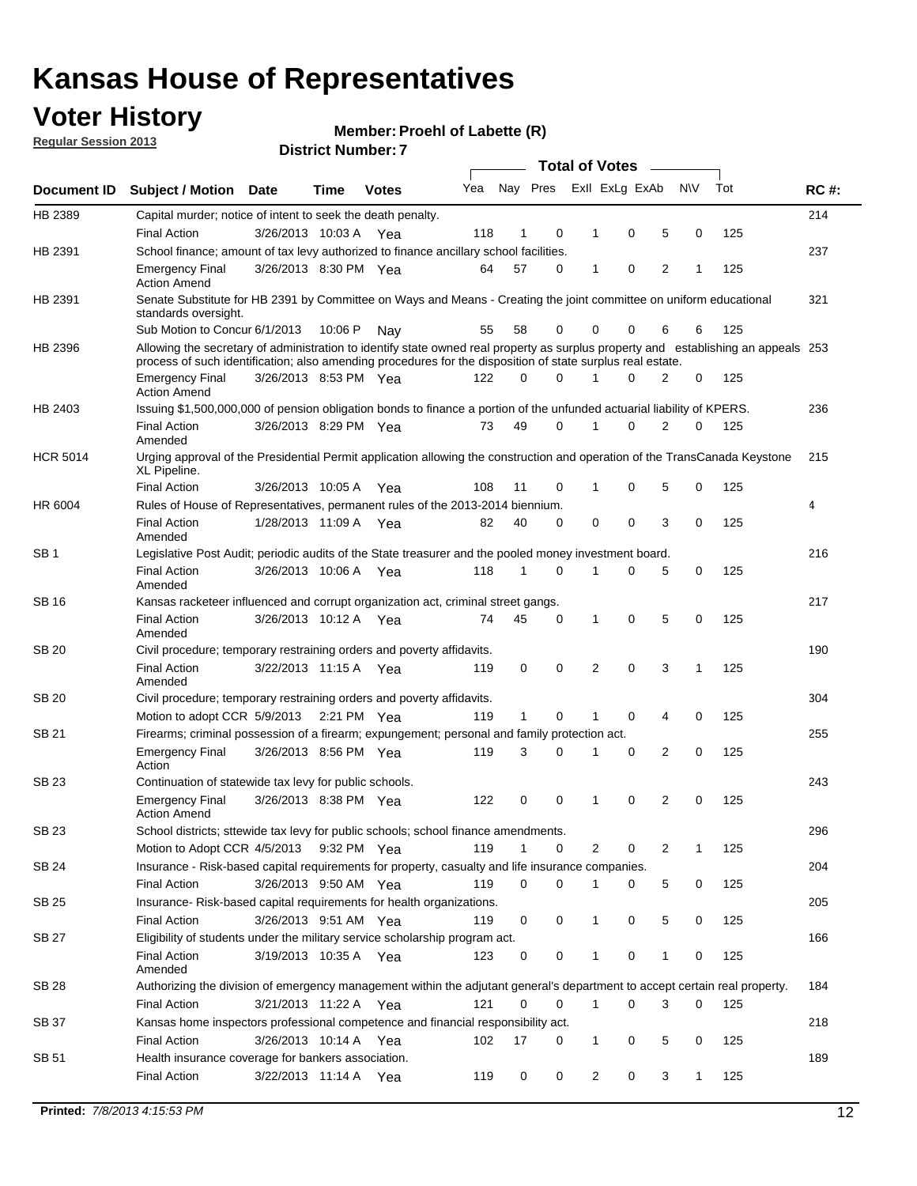# Kansas House of Representatives

## Voter History

**Regular Session 2013**

**Member: Proehl of Labette (R)**

**District Number: 7**

| Document ID | Subject / Motion | Date | Time | Votes | Yea | Nay | Pres | ExII | ExLg | ExAb | N\V | Tot | RC #: |
|---|---|---|---|---|---|---|---|---|---|---|---|---|---|
| HB 2389 | Capital murder; notice of intent to seek the death penalty. | | | | | | | | | | | | 214 |
| | Final Action | 3/26/2013 | 10:03 A | Yea | 118 | 1 | 0 | 1 | 0 | 5 | 0 | 125 | |
| HB 2391 | School finance; amount of tax levy authorized to finance ancillary school facilities. | | | | | | | | | | | | 237 |
| | Emergency Final Action Amend | 3/26/2013 | 8:30 PM | Yea | 64 | 57 | 0 | 1 | 0 | 2 | 1 | 125 | |
| HB 2391 | Senate Substitute for HB 2391 by Committee on Ways and Means - Creating the joint committee on uniform educational standards oversight. | | | | | | | | | | | | 321 |
| | Sub Motion to Concur | 6/1/2013 | 10:06 P | Nay | 55 | 58 | 0 | 0 | 0 | 6 | 6 | 125 | |
| HB 2396 | Allowing the secretary of administration to identify state owned real property as surplus property and establishing an appeals process of such identification; also amending procedures for the disposition of state surplus real estate. | | | | | | | | | | | | 253 |
| | Emergency Final Action Amend | 3/26/2013 | 8:53 PM | Yea | 122 | 0 | 0 | 1 | 0 | 2 | 0 | 125 | |
| HB 2403 | Issuing $1,500,000,000 of pension obligation bonds to finance a portion of the unfunded actuarial liability of KPERS. | | | | | | | | | | | | 236 |
| | Final Action Amended | 3/26/2013 | 8:29 PM | Yea | 73 | 49 | 0 | 1 | 0 | 2 | 0 | 125 | |
| HCR 5014 | Urging approval of the Presidential Permit application allowing the construction and operation of the TransCanada Keystone XL Pipeline. | | | | | | | | | | | | 215 |
| | Final Action | 3/26/2013 | 10:05 A | Yea | 108 | 11 | 0 | 1 | 0 | 5 | 0 | 125 | |
| HR 6004 | Rules of House of Representatives, permanent rules of the 2013-2014 biennium. | | | | | | | | | | | | 4 |
| | Final Action Amended | 1/28/2013 | 11:09 A | Yea | 82 | 40 | 0 | 0 | 0 | 3 | 0 | 125 | |
| SB 1 | Legislative Post Audit; periodic audits of the State treasurer and the pooled money investment board. | | | | | | | | | | | | 216 |
| | Final Action Amended | 3/26/2013 | 10:06 A | Yea | 118 | 1 | 0 | 1 | 0 | 5 | 0 | 125 | |
| SB 16 | Kansas racketeer influenced and corrupt organization act, criminal street gangs. | | | | | | | | | | | | 217 |
| | Final Action Amended | 3/26/2013 | 10:12 A | Yea | 74 | 45 | 0 | 1 | 0 | 5 | 0 | 125 | |
| SB 20 | Civil procedure; temporary restraining orders and poverty affidavits. | | | | | | | | | | | | 190 |
| | Final Action Amended | 3/22/2013 | 11:15 A | Yea | 119 | 0 | 0 | 2 | 0 | 3 | 1 | 125 | |
| SB 20 | Civil procedure; temporary restraining orders and poverty affidavits. | | | | | | | | | | | | 304 |
| | Motion to adopt CCR | 5/9/2013 | 2:21 PM | Yea | 119 | 1 | 0 | 1 | 0 | 4 | 0 | 125 | |
| SB 21 | Firearms; criminal possession of a firearm; expungement; personal and family protection act. | | | | | | | | | | | | 255 |
| | Emergency Final Action | 3/26/2013 | 8:56 PM | Yea | 119 | 3 | 0 | 1 | 0 | 2 | 0 | 125 | |
| SB 23 | Continuation of statewide tax levy for public schools. | | | | | | | | | | | | 243 |
| | Emergency Final Action Amend | 3/26/2013 | 8:38 PM | Yea | 122 | 0 | 0 | 1 | 0 | 2 | 0 | 125 | |
| SB 23 | School districts; sttewide tax levy for public schools; school finance amendments. | | | | | | | | | | | | 296 |
| | Motion to Adopt CCR | 4/5/2013 | 9:32 PM | Yea | 119 | 1 | 0 | 2 | 0 | 2 | 1 | 125 | |
| SB 24 | Insurance - Risk-based capital requirements for property, casualty and life insurance companies. | | | | | | | | | | | | 204 |
| | Final Action | 3/26/2013 | 9:50 AM | Yea | 119 | 0 | 0 | 1 | 0 | 5 | 0 | 125 | |
| SB 25 | Insurance- Risk-based capital requirements for health organizations. | | | | | | | | | | | | 205 |
| | Final Action | 3/26/2013 | 9:51 AM | Yea | 119 | 0 | 0 | 1 | 0 | 5 | 0 | 125 | |
| SB 27 | Eligibility of students under the military service scholarship program act. | | | | | | | | | | | | 166 |
| | Final Action Amended | 3/19/2013 | 10:35 A | Yea | 123 | 0 | 0 | 1 | 0 | 1 | 0 | 125 | |
| SB 28 | Authorizing the division of emergency management within the adjutant general's department to accept certain real property. | | | | | | | | | | | | 184 |
| | Final Action | 3/21/2013 | 11:22 A | Yea | 121 | 0 | 0 | 1 | 0 | 3 | 0 | 125 | |
| SB 37 | Kansas home inspectors professional competence and financial responsibility act. | | | | | | | | | | | | 218 |
| | Final Action | 3/26/2013 | 10:14 A | Yea | 102 | 17 | 0 | 1 | 0 | 5 | 0 | 125 | |
| SB 51 | Health insurance coverage for bankers association. | | | | | | | | | | | | 189 |
| | Final Action | 3/22/2013 | 11:14 A | Yea | 119 | 0 | 0 | 2 | 0 | 3 | 1 | 125 | |

**Printed:** *7/8/2013 4:15:53 PM*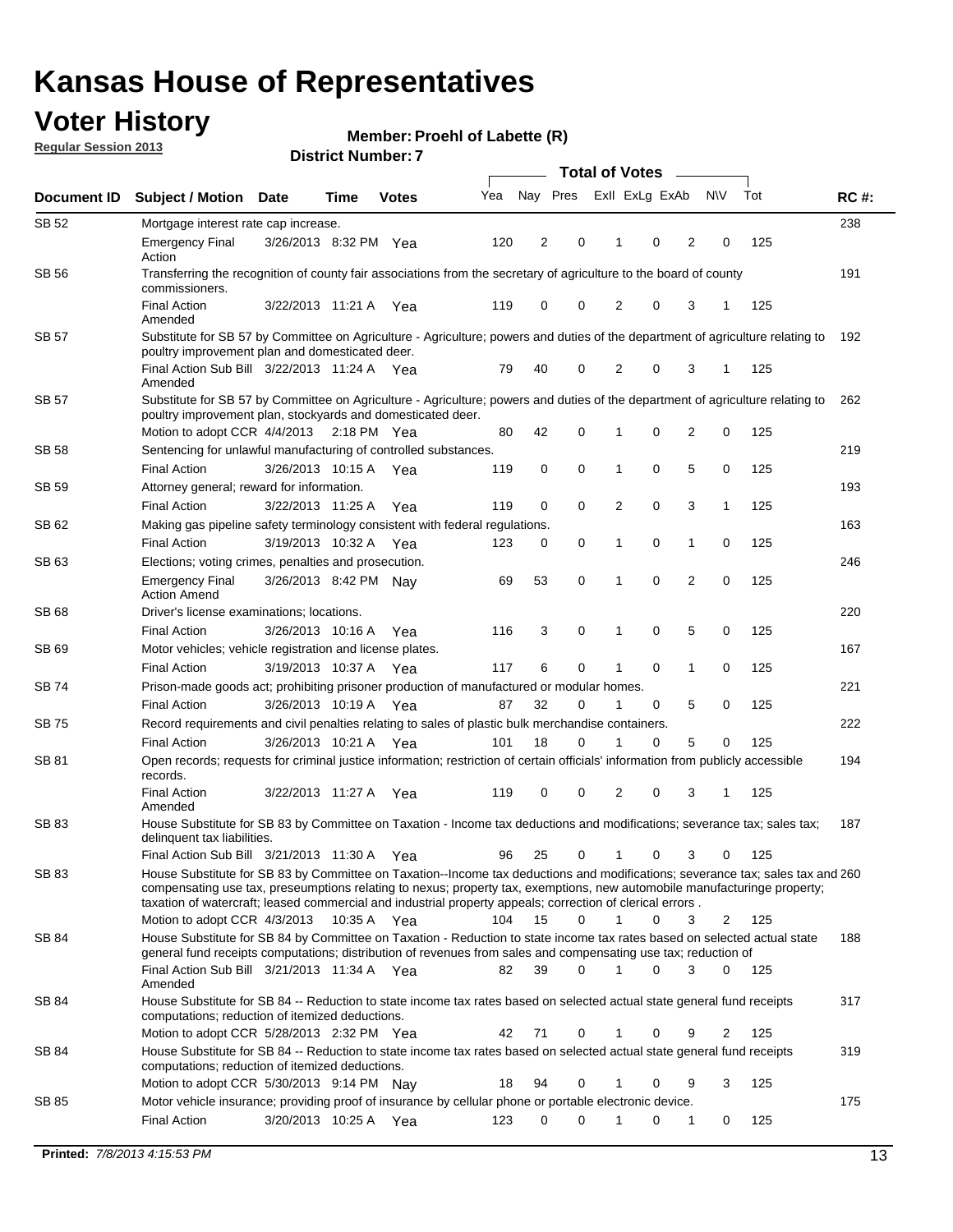# Kansas House of Representatives

## Voter History

**Regular Session 2013**

**Member: Proehl of Labette (R)**

**District Number: 7**

| Document ID | Subject / Motion | Date | Time | Votes | Yea | Nay | Pres | ExII | ExLg | ExAb | N\V | Tot | RC #: |
|---|---|---|---|---|---|---|---|---|---|---|---|---|---|
| SB 52 | Mortgage interest rate cap increase. | | | | | | | | | | | | 238 |
| | Emergency Final Action | 3/26/2013 | 8:32 PM | Yea | 120 | 2 | 0 | 1 | 0 | 2 | 0 | 125 | |
| SB 56 | Transferring the recognition of county fair associations from the secretary of agriculture to the board of county commissioners. | | | | | | | | | | | | 191 |
| | Final Action Amended | 3/22/2013 | 11:21 A | Yea | 119 | 0 | 0 | 2 | 0 | 3 | 1 | 125 | |
| SB 57 | Substitute for SB 57 by Committee on Agriculture - Agriculture; powers and duties of the department of agriculture relating to poultry improvement plan and domesticated deer. | | | | | | | | | | | | 192 |
| | Final Action Sub Bill Amended | 3/22/2013 | 11:24 A | Yea | 79 | 40 | 0 | 2 | 0 | 3 | 1 | 125 | |
| SB 57 | Substitute for SB 57 by Committee on Agriculture - Agriculture; powers and duties of the department of agriculture relating to poultry improvement plan, stockyards and domesticated deer. | | | | | | | | | | | | 262 |
| | Motion to adopt CCR | 4/4/2013 | 2:18 PM | Yea | 80 | 42 | 0 | 1 | 0 | 2 | 0 | 125 | |
| SB 58 | Sentencing for unlawful manufacturing of controlled substances. | | | | | | | | | | | | 219 |
| | Final Action | 3/26/2013 | 10:15 A | Yea | 119 | 0 | 0 | 1 | 0 | 5 | 0 | 125 | |
| SB 59 | Attorney general; reward for information. | | | | | | | | | | | | 193 |
| | Final Action | 3/22/2013 | 11:25 A | Yea | 119 | 0 | 0 | 2 | 0 | 3 | 1 | 125 | |
| SB 62 | Making gas pipeline safety terminology consistent with federal regulations. | | | | | | | | | | | | 163 |
| | Final Action | 3/19/2013 | 10:32 A | Yea | 123 | 0 | 0 | 1 | 0 | 1 | 0 | 125 | |
| SB 63 | Elections; voting crimes, penalties and prosecution. | | | | | | | | | | | | 246 |
| | Emergency Final Action Amend | 3/26/2013 | 8:42 PM | Nay | 69 | 53 | 0 | 1 | 0 | 2 | 0 | 125 | |
| SB 68 | Driver's license examinations; locations. | | | | | | | | | | | | 220 |
| | Final Action | 3/26/2013 | 10:16 A | Yea | 116 | 3 | 0 | 1 | 0 | 5 | 0 | 125 | |
| SB 69 | Motor vehicles; vehicle registration and license plates. | | | | | | | | | | | | 167 |
| | Final Action | 3/19/2013 | 10:37 A | Yea | 117 | 6 | 0 | 1 | 0 | 1 | 0 | 125 | |
| SB 74 | Prison-made goods act; prohibiting prisoner production of manufactured or modular homes. | | | | | | | | | | | | 221 |
| | Final Action | 3/26/2013 | 10:19 A | Yea | 87 | 32 | 0 | 1 | 0 | 5 | 0 | 125 | |
| SB 75 | Record requirements and civil penalties relating to sales of plastic bulk merchandise containers. | | | | | | | | | | | | 222 |
| | Final Action | 3/26/2013 | 10:21 A | Yea | 101 | 18 | 0 | 1 | 0 | 5 | 0 | 125 | |
| SB 81 | Open records; requests for criminal justice information; restriction of certain officials' information from publicly accessible records. | | | | | | | | | | | | 194 |
| | Final Action Amended | 3/22/2013 | 11:27 A | Yea | 119 | 0 | 0 | 2 | 0 | 3 | 1 | 125 | |
| SB 83 | House Substitute for SB 83 by Committee on Taxation - Income tax deductions and modifications; severance tax; sales tax; delinquent tax liabilities. | | | | | | | | | | | | 187 |
| | Final Action Sub Bill | 3/21/2013 | 11:30 A | Yea | 96 | 25 | 0 | 1 | 0 | 3 | 0 | 125 | |
| SB 83 | House Substitute for SB 83 by Committee on Taxation--Income tax deductions and modifications; severance tax; sales tax and compensating use tax, preseumptions relating to nexus; property tax, exemptions, new automobile manufacturinge property; taxation of watercraft; leased commercial and industrial property appeals; correction of clerical errors . | | | | | | | | | | | | 260 |
| | Motion to adopt CCR | 4/3/2013 | 10:35 A | Yea | 104 | 15 | 0 | 1 | 0 | 3 | 2 | 125 | |
| SB 84 | House Substitute for SB 84 by Committee on Taxation - Reduction to state income tax rates based on selected actual state general fund receipts computations; distribution of revenues from sales and compensating use tax; reduction of | | | | | | | | | | | | 188 |
| | Final Action Sub Bill Amended | 3/21/2013 | 11:34 A | Yea | 82 | 39 | 0 | 1 | 0 | 3 | 0 | 125 | |
| SB 84 | House Substitute for SB 84 -- Reduction to state income tax rates based on selected actual state general fund receipts computations; reduction of itemized deductions. | | | | | | | | | | | | 317 |
| | Motion to adopt CCR | 5/28/2013 | 2:32 PM | Yea | 42 | 71 | 0 | 1 | 0 | 9 | 2 | 125 | |
| SB 84 | House Substitute for SB 84 -- Reduction to state income tax rates based on selected actual state general fund receipts computations; reduction of itemized deductions. | | | | | | | | | | | | 319 |
| | Motion to adopt CCR | 5/30/2013 | 9:14 PM | Nay | 18 | 94 | 0 | 1 | 0 | 9 | 3 | 125 | |
| SB 85 | Motor vehicle insurance; providing proof of insurance by cellular phone or portable electronic device. | | | | | | | | | | | | 175 |
| | Final Action | 3/20/2013 | 10:25 A | Yea | 123 | 0 | 0 | 1 | 0 | 1 | 0 | 125 | |

**Printed:** *7/8/2013 4:15:53 PM*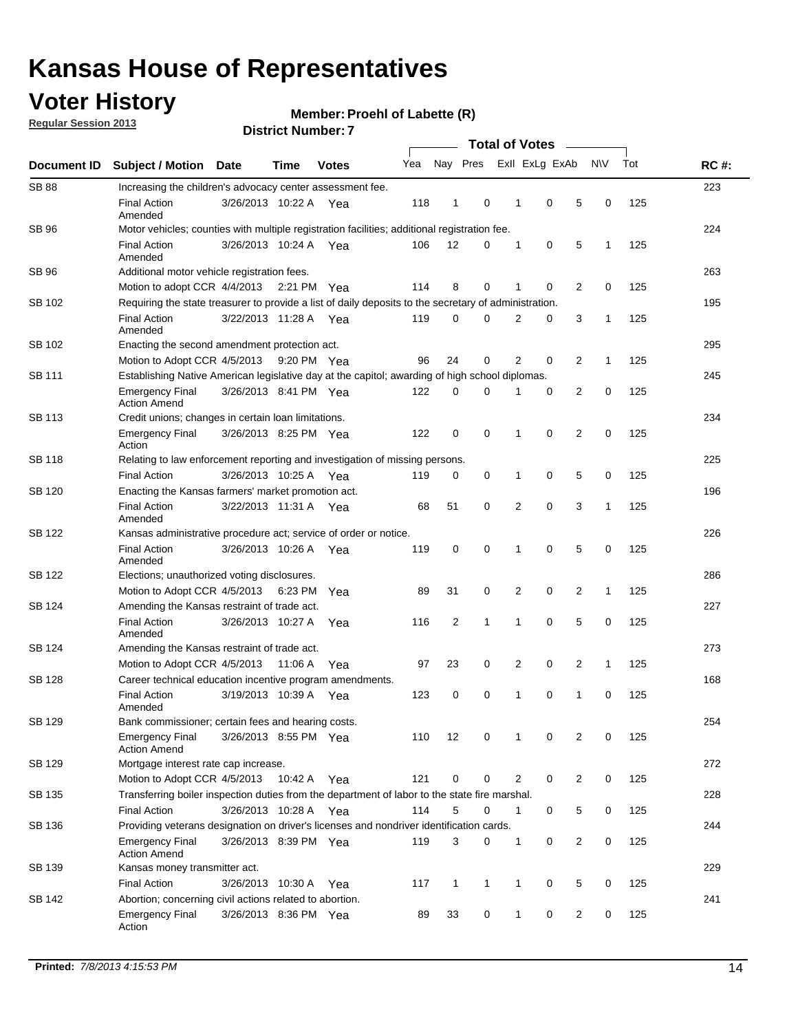# Kansas House of Representatives

## Voter History

**Regular Session 2013**

**Member: Proehl of Labette (R)**

**District Number: 7**

| Document ID | Subject / Motion | Date | Time | Votes | Yea | Nay | Pres | ExII | ExLg | ExAb | N\V | Tot | RC #: |
|---|---|---|---|---|---|---|---|---|---|---|---|---|---|
| SB 88 | Increasing the children's advocacy center assessment fee. | | | | | | | | | | | | 223 |
| | Final Action Amended | 3/26/2013 | 10:22 A | Yea | 118 | 1 | 0 | 1 | 0 | 5 | 0 | 125 | |
| SB 96 | Motor vehicles; counties with multiple registration facilities; additional registration fee. | | | | | | | | | | | | 224 |
| | Final Action Amended | 3/26/2013 | 10:24 A | Yea | 106 | 12 | 0 | 1 | 0 | 5 | 1 | 125 | |
| SB 96 | Additional motor vehicle registration fees. | | | | | | | | | | | | 263 |
| | Motion to adopt CCR | 4/4/2013 | 2:21 PM | Yea | 114 | 8 | 0 | 1 | 0 | 2 | 0 | 125 | |
| SB 102 | Requiring the state treasurer to provide a list of daily deposits to the secretary of administration. | | | | | | | | | | | | 195 |
| | Final Action Amended | 3/22/2013 | 11:28 A | Yea | 119 | 0 | 0 | 2 | 0 | 3 | 1 | 125 | |
| SB 102 | Enacting the second amendment protection act. | | | | | | | | | | | | 295 |
| | Motion to Adopt CCR | 4/5/2013 | 9:20 PM | Yea | 96 | 24 | 0 | 2 | 0 | 2 | 1 | 125 | |
| SB 111 | Establishing Native American legislative day at the capitol; awarding of high school diplomas. | | | | | | | | | | | | 245 |
| | Emergency Final Action Amend | 3/26/2013 | 8:41 PM | Yea | 122 | 0 | 0 | 1 | 0 | 2 | 0 | 125 | |
| SB 113 | Credit unions; changes in certain loan limitations. | | | | | | | | | | | | 234 |
| | Emergency Final Action | 3/26/2013 | 8:25 PM | Yea | 122 | 0 | 0 | 1 | 0 | 2 | 0 | 125 | |
| SB 118 | Relating to law enforcement reporting and investigation of missing persons. | | | | | | | | | | | | 225 |
| | Final Action | 3/26/2013 | 10:25 A | Yea | 119 | 0 | 0 | 1 | 0 | 5 | 0 | 125 | |
| SB 120 | Enacting the Kansas farmers' market promotion act. | | | | | | | | | | | | 196 |
| | Final Action Amended | 3/22/2013 | 11:31 A | Yea | 68 | 51 | 0 | 2 | 0 | 3 | 1 | 125 | |
| SB 122 | Kansas administrative procedure act; service of order or notice. | | | | | | | | | | | | 226 |
| | Final Action Amended | 3/26/2013 | 10:26 A | Yea | 119 | 0 | 0 | 1 | 0 | 5 | 0 | 125 | |
| SB 122 | Elections; unauthorized voting disclosures. | | | | | | | | | | | | 286 |
| | Motion to Adopt CCR | 4/5/2013 | 6:23 PM | Yea | 89 | 31 | 0 | 2 | 0 | 2 | 1 | 125 | |
| SB 124 | Amending the Kansas restraint of trade act. | | | | | | | | | | | | 227 |
| | Final Action Amended | 3/26/2013 | 10:27 A | Yea | 116 | 2 | 1 | 1 | 0 | 5 | 0 | 125 | |
| SB 124 | Amending the Kansas restraint of trade act. | | | | | | | | | | | | 273 |
| | Motion to Adopt CCR | 4/5/2013 | 11:06 A | Yea | 97 | 23 | 0 | 2 | 0 | 2 | 1 | 125 | |
| SB 128 | Career technical education incentive program amendments. | | | | | | | | | | | | 168 |
| | Final Action Amended | 3/19/2013 | 10:39 A | Yea | 123 | 0 | 0 | 1 | 0 | 1 | 0 | 125 | |
| SB 129 | Bank commissioner; certain fees and hearing costs. | | | | | | | | | | | | 254 |
| | Emergency Final Action Amend | 3/26/2013 | 8:55 PM | Yea | 110 | 12 | 0 | 1 | 0 | 2 | 0 | 125 | |
| SB 129 | Mortgage interest rate cap increase. | | | | | | | | | | | | 272 |
| | Motion to Adopt CCR | 4/5/2013 | 10:42 A | Yea | 121 | 0 | 0 | 2 | 0 | 2 | 0 | 125 | |
| SB 135 | Transferring boiler inspection duties from the department of labor to the state fire marshal. | | | | | | | | | | | | 228 |
| | Final Action | 3/26/2013 | 10:28 A | Yea | 114 | 5 | 0 | 1 | 0 | 5 | 0 | 125 | |
| SB 136 | Providing veterans designation on driver's licenses and nondriver identification cards. | | | | | | | | | | | | 244 |
| | Emergency Final Action Amend | 3/26/2013 | 8:39 PM | Yea | 119 | 3 | 0 | 1 | 0 | 2 | 0 | 125 | |
| SB 139 | Kansas money transmitter act. | | | | | | | | | | | | 229 |
| | Final Action | 3/26/2013 | 10:30 A | Yea | 117 | 1 | 1 | 1 | 0 | 5 | 0 | 125 | |
| SB 142 | Abortion; concerning civil actions related to abortion. | | | | | | | | | | | | 241 |
| | Emergency Final Action | 3/26/2013 | 8:36 PM | Yea | 89 | 33 | 0 | 1 | 0 | 2 | 0 | 125 | |

**Printed:** *7/8/2013 4:15:53 PM*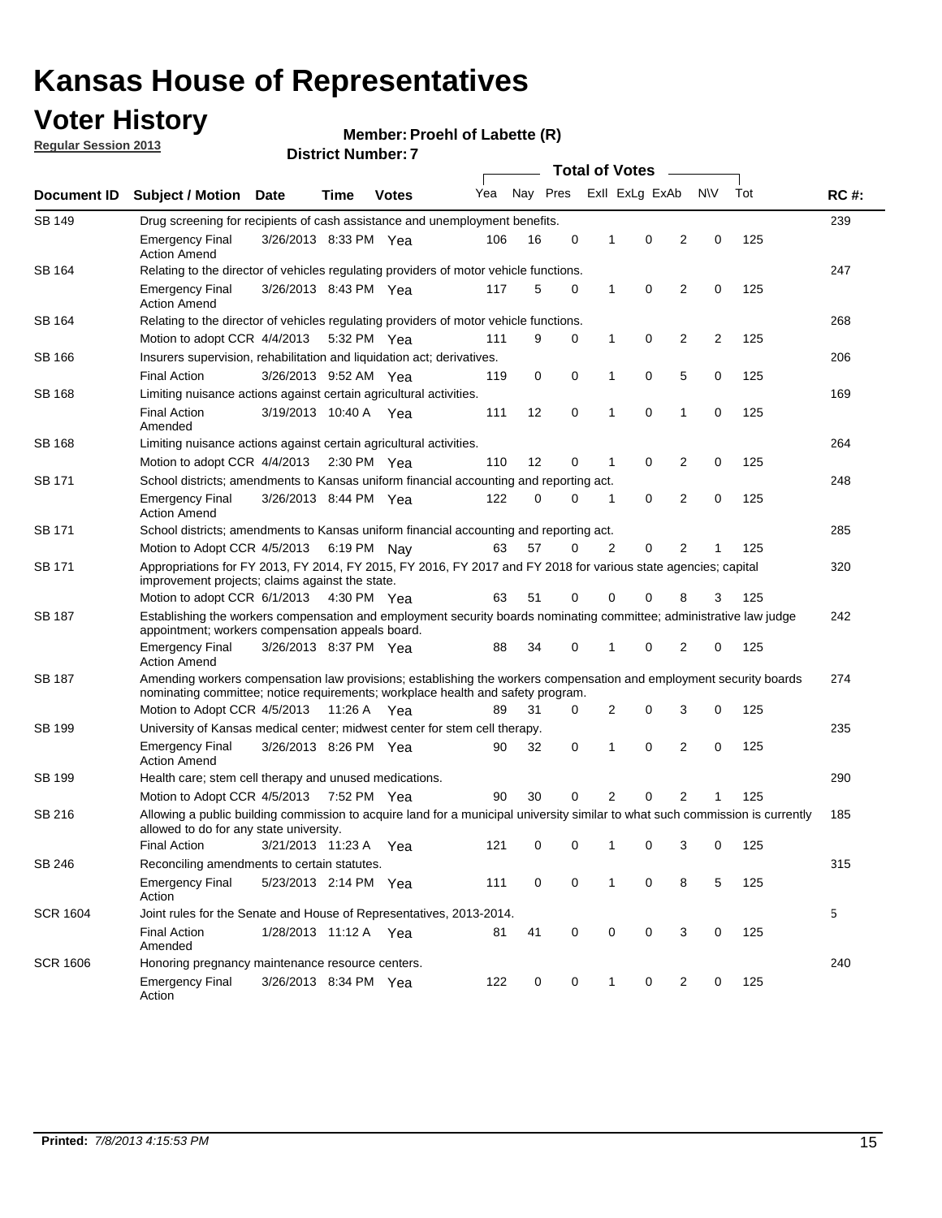# Kansas House of Representatives

## Voter History

**Regular Session 2013**

**Member: Proehl of Labette (R)**

**District Number: 7**

| Document ID | Subject / Motion | Date | Time | Votes | Yea | Nay | Pres | ExII | ExLg | ExAb | N\V | Tot | RC #: |
|---|---|---|---|---|---|---|---|---|---|---|---|---|---|
| SB 149 | Drug screening for recipients of cash assistance and unemployment benefits. | | | | | | | | | | | | 239 |
| | Emergency Final Action Amend | 3/26/2013 | 8:33 PM | Yea | 106 | 16 | 0 | 1 | 0 | 2 | 0 | 125 | |
| SB 164 | Relating to the director of vehicles regulating providers of motor vehicle functions. | | | | | | | | | | | | 247 |
| | Emergency Final Action Amend | 3/26/2013 | 8:43 PM | Yea | 117 | 5 | 0 | 1 | 0 | 2 | 0 | 125 | |
| SB 164 | Relating to the director of vehicles regulating providers of motor vehicle functions. | | | | | | | | | | | | 268 |
| | Motion to adopt CCR | 4/4/2013 | 5:32 PM | Yea | 111 | 9 | 0 | 1 | 0 | 2 | 2 | 125 | |
| SB 166 | Insurers supervision, rehabilitation and liquidation act; derivatives. | | | | | | | | | | | | 206 |
| | Final Action | 3/26/2013 | 9:52 AM | Yea | 119 | 0 | 0 | 1 | 0 | 5 | 0 | 125 | |
| SB 168 | Limiting nuisance actions against certain agricultural activities. | | | | | | | | | | | | 169 |
| | Final Action Amended | 3/19/2013 | 10:40 A | Yea | 111 | 12 | 0 | 1 | 0 | 1 | 0 | 125 | |
| SB 168 | Limiting nuisance actions against certain agricultural activities. | | | | | | | | | | | | 264 |
| | Motion to adopt CCR | 4/4/2013 | 2:30 PM | Yea | 110 | 12 | 0 | 1 | 0 | 2 | 0 | 125 | |
| SB 171 | School districts; amendments to Kansas uniform financial accounting and reporting act. | | | | | | | | | | | | 248 |
| | Emergency Final Action Amend | 3/26/2013 | 8:44 PM | Yea | 122 | 0 | 0 | 1 | 0 | 2 | 0 | 125 | |
| SB 171 | School districts; amendments to Kansas uniform financial accounting and reporting act. | | | | | | | | | | | | 285 |
| | Motion to Adopt CCR | 4/5/2013 | 6:19 PM | Nay | 63 | 57 | 0 | 2 | 0 | 2 | 1 | 125 | |
| SB 171 | Appropriations for FY 2013, FY 2014, FY 2015, FY 2016, FY 2017 and FY 2018 for various state agencies; capital improvement projects; claims against the state. | | | | | | | | | | | | 320 |
| | Motion to adopt CCR | 6/1/2013 | 4:30 PM | Yea | 63 | 51 | 0 | 0 | 0 | 8 | 3 | 125 | |
| SB 187 | Establishing the workers compensation and employment security boards nominating committee; administrative law judge appointment; workers compensation appeals board. | | | | | | | | | | | | 242 |
| | Emergency Final Action Amend | 3/26/2013 | 8:37 PM | Yea | 88 | 34 | 0 | 1 | 0 | 2 | 0 | 125 | |
| SB 187 | Amending workers compensation law provisions; establishing the workers compensation and employment security boards nominating committee; notice requirements; workplace health and safety program. | | | | | | | | | | | | 274 |
| | Motion to Adopt CCR | 4/5/2013 | 11:26 A | Yea | 89 | 31 | 0 | 2 | 0 | 3 | 0 | 125 | |
| SB 199 | University of Kansas medical center; midwest center for stem cell therapy. | | | | | | | | | | | | 235 |
| | Emergency Final Action Amend | 3/26/2013 | 8:26 PM | Yea | 90 | 32 | 0 | 1 | 0 | 2 | 0 | 125 | |
| SB 199 | Health care; stem cell therapy and unused medications. | | | | | | | | | | | | 290 |
| | Motion to Adopt CCR | 4/5/2013 | 7:52 PM | Yea | 90 | 30 | 0 | 2 | 0 | 2 | 1 | 125 | |
| SB 216 | Allowing a public building commission to acquire land for a municipal university similar to what such commission is currently allowed to do for any state university. | | | | | | | | | | | | 185 |
| | Final Action | 3/21/2013 | 11:23 A | Yea | 121 | 0 | 0 | 1 | 0 | 3 | 0 | 125 | |
| SB 246 | Reconciling amendments to certain statutes. | | | | | | | | | | | | 315 |
| | Emergency Final Action | 5/23/2013 | 2:14 PM | Yea | 111 | 0 | 0 | 1 | 0 | 8 | 5 | 125 | |
| SCR 1604 | Joint rules for the Senate and House of Representatives, 2013-2014. | | | | | | | | | | | | 5 |
| | Final Action Amended | 1/28/2013 | 11:12 A | Yea | 81 | 41 | 0 | 0 | 0 | 3 | 0 | 125 | |
| SCR 1606 | Honoring pregnancy maintenance resource centers. | | | | | | | | | | | | 240 |
| | Emergency Final Action | 3/26/2013 | 8:34 PM | Yea | 122 | 0 | 0 | 1 | 0 | 2 | 0 | 125 | |

**Printed:** *7/8/2013 4:15:53 PM*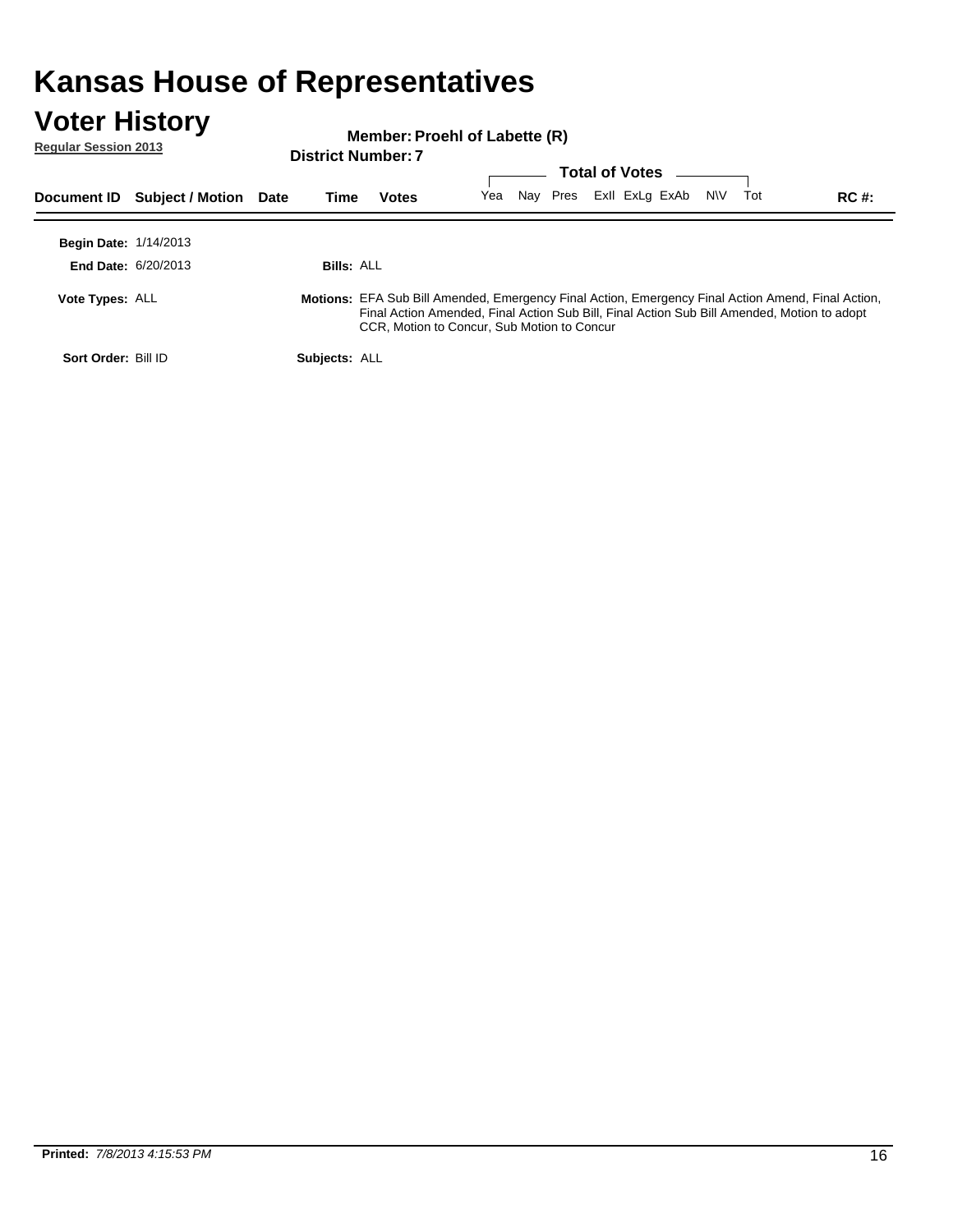# Kansas House of Representatives

## Voter History

**Regular Session 2013**

**Member:** Proehl of Labette (R)

**District Number:** 7

| Document ID | Subject / Motion | Date | Time | Votes | Yea | Nay | Pres | ExII | ExLg | ExAb | N\V | Tot | RC #: |
|---|---|---|---|---|---|---|---|---|---|---|---|---|---|

(Yea through Tot are grouped under **Total of Votes**.)

**Begin Date:** 1/14/2013

**End Date:** 6/20/2013

**Bills:** ALL

**Vote Types:** ALL

**Motions:** EFA Sub Bill Amended, Emergency Final Action, Emergency Final Action Amend, Final Action, Final Action Amended, Final Action Sub Bill, Final Action Sub Bill Amended, Motion to adopt CCR, Motion to Concur, Sub Motion to Concur

**Sort Order:** Bill ID

**Subjects:** ALL

**Printed:** *7/8/2013 4:15:53 PM*